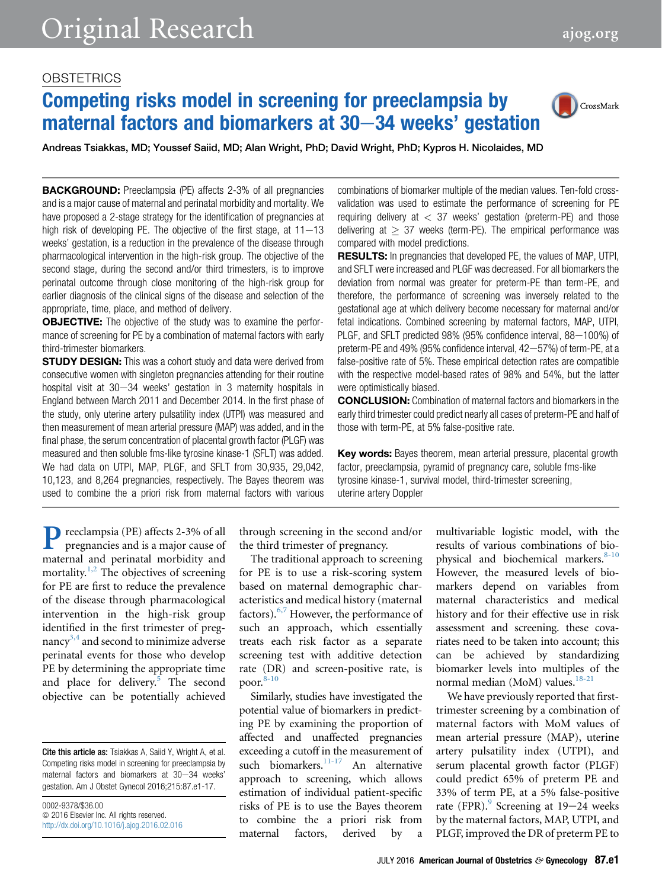OBSTETRICS

# Competing risks model in screening for preeclampsia by maternal factors and biomarkers at 30−34 weeks' gestation

Andreas Tsiakkas, MD; Youssef Saiid, MD; Alan Wright, PhD; David Wright, PhD; Kypros H. Nicolaides, MD

**BACKGROUND:** Preeclampsia (PE) affects 2-3% of all pregnancies and is a major cause of maternal and perinatal morbidity and mortality. We have proposed a 2-stage strategy for the identification of pregnancies at high risk of developing PE. The objective of the first stage, at 11−13 weeks' gestation, is a reduction in the prevalence of the disease through pharmacological intervention in the high-risk group. The objective of the second stage, during the second and/or third trimesters, is to improve perinatal outcome through close monitoring of the high-risk group for earlier diagnosis of the clinical signs of the disease and selection of the appropriate, time, place, and method of delivery.

**OBJECTIVE:** The objective of the study was to examine the performance of screening for PE by a combination of maternal factors with early third-trimester biomarkers.

**STUDY DESIGN:** This was a cohort study and data were derived from consecutive women with singleton pregnancies attending for their routine hospital visit at 30−34 weeks' gestation in 3 maternity hospitals in England between March 2011 and December 2014. In the first phase of the study, only uterine artery pulsatility index (UTPI) was measured and then measurement of mean arterial pressure (MAP) was added, and in the final phase, the serum concentration of placental growth factor (PLGF) was measured and then soluble fms-like tyrosine kinase-1 (SFLT) was added. We had data on UTPI, MAP, PLGF, and SFLT from 30,935, 29,042, 10,123, and 8,264 pregnancies, respectively. The Bayes theorem was used to combine the a priori risk from maternal factors with various combinations of biomarker multiple of the median values. Ten-fold cross-validation was used to estimate the performance of screening for PE requiring delivery at < 37 weeks' gestation (preterm-PE) and those delivering at ≥ 37 weeks (term-PE). The empirical performance was compared with model predictions.

**RESULTS:** In pregnancies that developed PE, the values of MAP, UTPI, and SFLT were increased and PLGF was decreased. For all biomarkers the deviation from normal was greater for preterm-PE than term-PE, and therefore, the performance of screening was inversely related to the gestational age at which delivery become necessary for maternal and/or fetal indications. Combined screening by maternal factors, MAP, UTPI, PLGF, and SFLT predicted 98% (95% confidence interval, 88−100%) of preterm-PE and 49% (95% confidence interval, 42−57%) of term-PE, at a false-positive rate of 5%. These empirical detection rates are compatible with the respective model-based rates of 98% and 54%, but the latter were optimistically biased.

**CONCLUSION:** Combination of maternal factors and biomarkers in the early third trimester could predict nearly all cases of preterm-PE and half of those with term-PE, at 5% false-positive rate.

**Key words:** Bayes theorem, mean arterial pressure, placental growth factor, preeclampsia, pyramid of pregnancy care, soluble fms-like tyrosine kinase-1, survival model, third-trimester screening, uterine artery Doppler

Preeclampsia (PE) affects 2-3% of all pregnancies and is a major cause of maternal and perinatal morbidity and mortality.[1,2] The objectives of screening for PE are first to reduce the prevalence of the disease through pharmacological intervention in the high-risk group identified in the first trimester of pregnancy[3,4] and second to minimize adverse perinatal events for those who develop PE by determining the appropriate time and place for delivery.[5] The second objective can be potentially achieved through screening in the second and/or the third trimester of pregnancy.

The traditional approach to screening for PE is to use a risk-scoring system based on maternal demographic characteristics and medical history (maternal factors).[6,7] However, the performance of such an approach, which essentially treats each risk factor as a separate screening test with additive detection rate (DR) and screen-positive rate, is poor.[8-10]

Similarly, studies have investigated the potential value of biomarkers in predicting PE by examining the proportion of affected and unaffected pregnancies exceeding a cutoff in the measurement of such biomarkers.[11-17] An alternative approach to screening, which allows estimation of individual patient-specific risks of PE is to use the Bayes theorem to combine the a priori risk from maternal factors, derived by a multivariable logistic model, with the results of various combinations of biophysical and biochemical markers.[8-10] However, the measured levels of biomarkers depend on variables from maternal characteristics and medical history and for their effective use in risk assessment and screening. these covariates need to be taken into account; this can be achieved by standardizing biomarker levels into multiples of the normal median (MoM) values.[18-21]

We have previously reported that first-trimester screening by a combination of maternal factors with MoM values of mean arterial pressure (MAP), uterine artery pulsatility index (UTPI), and serum placental growth factor (PLGF) could predict 65% of preterm PE and 33% of term PE, at a 5% false-positive rate (FPR).[9] Screening at 19−24 weeks by the maternal factors, MAP, UTPI, and PLGF, improved the DR of preterm PE to

**Cite this article as:** Tsiakkas A, Saiid Y, Wright A, et al. Competing risks model in screening for preeclampsia by maternal factors and biomarkers at 30−34 weeks' gestation. Am J Obstet Gynecol 2016;215:87.e1-17.

0002-9378/$36.00
© 2016 Elsevier Inc. All rights reserved.
http://dx.doi.org/10.1016/j.ajog.2016.02.016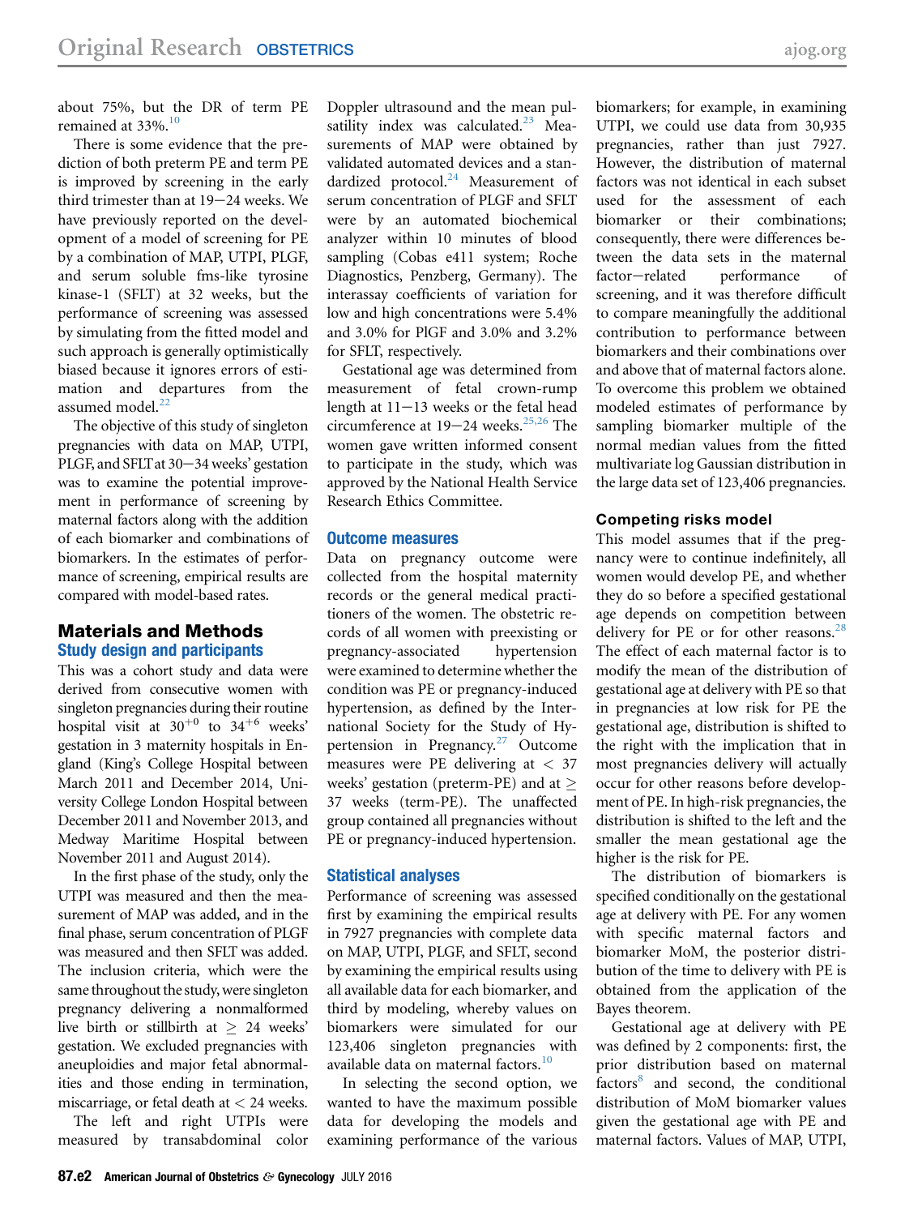about 75%, but the DR of term PE remained at 33%.[10]

There is some evidence that the prediction of both preterm PE and term PE is improved by screening in the early third trimester than at 19−24 weeks. We have previously reported on the development of a model of screening for PE by a combination of MAP, UTPI, PLGF, and serum soluble fms-like tyrosine kinase-1 (SFLT) at 32 weeks, but the performance of screening was assessed by simulating from the fitted model and such approach is generally optimistically biased because it ignores errors of estimation and departures from the assumed model.[22]

The objective of this study of singleton pregnancies with data on MAP, UTPI, PLGF, and SFLT at 30−34 weeks' gestation was to examine the potential improvement in performance of screening by maternal factors along with the addition of each biomarker and combinations of biomarkers. In the estimates of performance of screening, empirical results are compared with model-based rates.

## Materials and Methods

### Study design and participants

This was a cohort study and data were derived from consecutive women with singleton pregnancies during their routine hospital visit at $30^{+0}$ to $34^{+6}$ weeks' gestation in 3 maternity hospitals in England (King's College Hospital between March 2011 and December 2014, University College London Hospital between December 2011 and November 2013, and Medway Maritime Hospital between November 2011 and August 2014).

In the first phase of the study, only the UTPI was measured and then the measurement of MAP was added, and in the final phase, serum concentration of PLGF was measured and then SFLT was added. The inclusion criteria, which were the same throughout the study, were singleton pregnancy delivering a nonmalformed live birth or stillbirth at ≥ 24 weeks' gestation. We excluded pregnancies with aneuploidies and major fetal abnormalities and those ending in termination, miscarriage, or fetal death at < 24 weeks.

The left and right UTPIs were measured by transabdominal color Doppler ultrasound and the mean pulsatility index was calculated.[23] Measurements of MAP were obtained by validated automated devices and a standardized protocol.[24] Measurement of serum concentration of PLGF and SFLT were by an automated biochemical analyzer within 10 minutes of blood sampling (Cobas e411 system; Roche Diagnostics, Penzberg, Germany). The interassay coefficients of variation for low and high concentrations were 5.4% and 3.0% for PlGF and 3.0% and 3.2% for SFLT, respectively.

Gestational age was determined from measurement of fetal crown-rump length at 11−13 weeks or the fetal head circumference at 19−24 weeks.[25,26] The women gave written informed consent to participate in the study, which was approved by the National Health Service Research Ethics Committee.

### Outcome measures

Data on pregnancy outcome were collected from the hospital maternity records or the general medical practitioners of the women. The obstetric records of all women with preexisting or pregnancy-associated hypertension were examined to determine whether the condition was PE or pregnancy-induced hypertension, as defined by the International Society for the Study of Hypertension in Pregnancy.[27] Outcome measures were PE delivering at < 37 weeks' gestation (preterm-PE) and at ≥ 37 weeks (term-PE). The unaffected group contained all pregnancies without PE or pregnancy-induced hypertension.

### Statistical analyses

Performance of screening was assessed first by examining the empirical results in 7927 pregnancies with complete data on MAP, UTPI, PLGF, and SFLT, second by examining the empirical results using all available data for each biomarker, and third by modeling, whereby values on biomarkers were simulated for our 123,406 singleton pregnancies with available data on maternal factors.[10]

In selecting the second option, we wanted to have the maximum possible data for developing the models and examining performance of the various biomarkers; for example, in examining UTPI, we could use data from 30,935 pregnancies, rather than just 7927. However, the distribution of maternal factors was not identical in each subset used for the assessment of each biomarker or their combinations; consequently, there were differences between the data sets in the maternal factor−related performance of screening, and it was therefore difficult to compare meaningfully the additional contribution to performance between biomarkers and their combinations over and above that of maternal factors alone. To overcome this problem we obtained modeled estimates of performance by sampling biomarker multiple of the normal median values from the fitted multivariate log Gaussian distribution in the large data set of 123,406 pregnancies.

### Competing risks model

This model assumes that if the pregnancy were to continue indefinitely, all women would develop PE, and whether they do so before a specified gestational age depends on competition between delivery for PE or for other reasons.[28] The effect of each maternal factor is to modify the mean of the distribution of gestational age at delivery with PE so that in pregnancies at low risk for PE the gestational age, distribution is shifted to the right with the implication that in most pregnancies delivery will actually occur for other reasons before development of PE. In high-risk pregnancies, the distribution is shifted to the left and the smaller the mean gestational age the higher is the risk for PE.

The distribution of biomarkers is specified conditionally on the gestational age at delivery with PE. For any women with specific maternal factors and biomarker MoM, the posterior distribution of the time to delivery with PE is obtained from the application of the Bayes theorem.

Gestational age at delivery with PE was defined by 2 components: first, the prior distribution based on maternal factors[8] and second, the conditional distribution of MoM biomarker values given the gestational age with PE and maternal factors. Values of MAP, UTPI,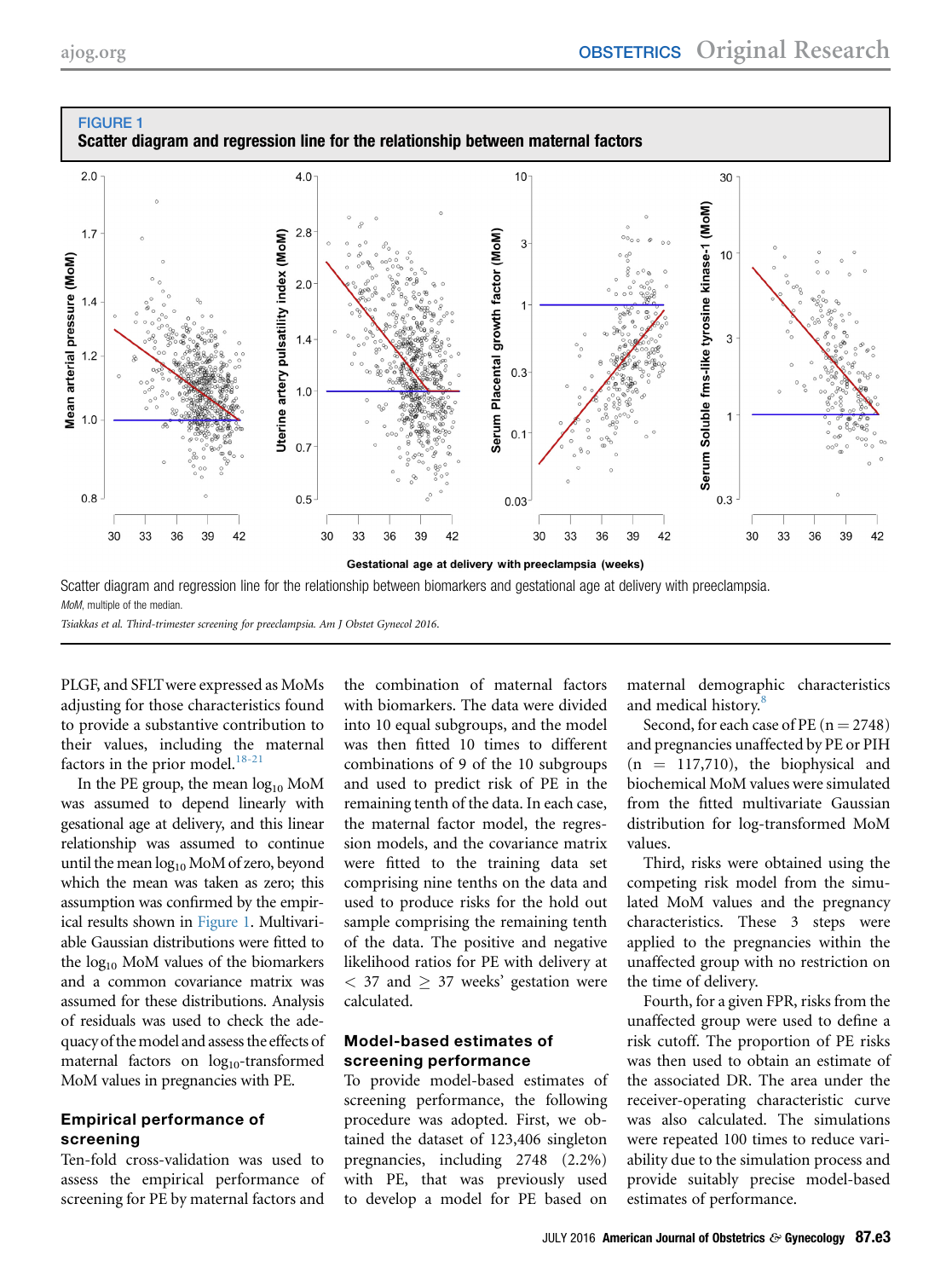**FIGURE 1**

**Scatter diagram and regression line for the relationship between maternal factors**

Scatter diagram and regression line for the relationship between biomarkers and gestational age at delivery with preeclampsia.

*MoM*, multiple of the median.

*Tsiakkas et al. Third-trimester screening for preeclampsia. Am J Obstet Gynecol 2016.*

PLGF, and SFLT were expressed as MoMs adjusting for those characteristics found to provide a substantive contribution to their values, including the maternal factors in the prior model.[18-21]

In the PE group, the mean $\log_{10}$ MoM was assumed to depend linearly with gesational age at delivery, and this linear relationship was assumed to continue until the mean $\log_{10}$ MoM of zero, beyond which the mean was taken as zero; this assumption was confirmed by the empirical results shown in Figure 1. Multivariable Gaussian distributions were fitted to the $\log_{10}$ MoM values of the biomarkers and a common covariance matrix was assumed for these distributions. Analysis of residuals was used to check the adequacy of the model and assess the effects of maternal factors on $\log_{10}$-transformed MoM values in pregnancies with PE.

## Empirical performance of screening

Ten-fold cross-validation was used to assess the empirical performance of screening for PE by maternal factors and the combination of maternal factors with biomarkers. The data were divided into 10 equal subgroups, and the model was then fitted 10 times to different combinations of 9 of the 10 subgroups and used to predict risk of PE in the remaining tenth of the data. In each case, the maternal factor model, the regression models, and the covariance matrix were fitted to the training data set comprising nine tenths on the data and used to produce risks for the hold out sample comprising the remaining tenth of the data. The positive and negative likelihood ratios for PE with delivery at $< 37$ and $\geq 37$ weeks' gestation were calculated.

## Model-based estimates of screening performance

To provide model-based estimates of screening performance, the following procedure was adopted. First, we obtained the dataset of 123,406 singleton pregnancies, including 2748 (2.2%) with PE, that was previously used to develop a model for PE based on maternal demographic characteristics and medical history.[8]

Second, for each case of PE ($n = 2748$) and pregnancies unaffected by PE or PIH ($n = 117{,}710$), the biophysical and biochemical MoM values were simulated from the fitted multivariate Gaussian distribution for log-transformed MoM values.

Third, risks were obtained using the competing risk model from the simulated MoM values and the pregnancy characteristics. These 3 steps were applied to the pregnancies within the unaffected group with no restriction on the time of delivery.

Fourth, for a given FPR, risks from the unaffected group were used to define a risk cutoff. The proportion of PE risks was then used to obtain an estimate of the associated DR. The area under the receiver-operating characteristic curve was also calculated. The simulations were repeated 100 times to reduce variability due to the simulation process and provide suitably precise model-based estimates of performance.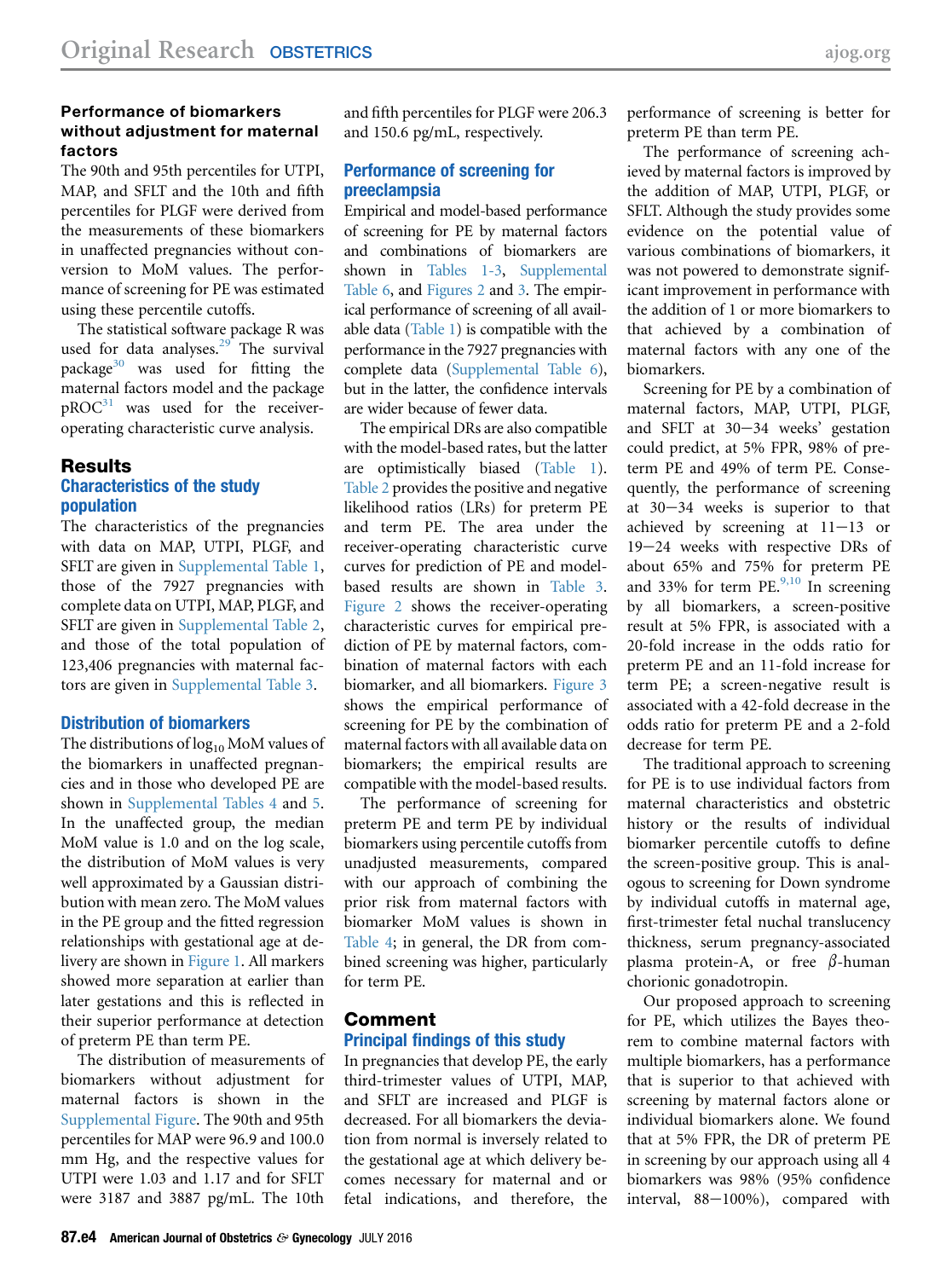### Performance of biomarkers without adjustment for maternal factors

The 90th and 95th percentiles for UTPI, MAP, and SFLT and the 10th and fifth percentiles for PLGF were derived from the measurements of these biomarkers in unaffected pregnancies without conversion to MoM values. The performance of screening for PE was estimated using these percentile cutoffs.

The statistical software package R was used for data analyses.[29] The survival package[30] was used for fitting the maternal factors model and the package pROC[31] was used for the receiver-operating characteristic curve analysis.

## Results

### Characteristics of the study population

The characteristics of the pregnancies with data on MAP, UTPI, PLGF, and SFLT are given in Supplemental Table 1, those of the 7927 pregnancies with complete data on UTPI, MAP, PLGF, and SFLT are given in Supplemental Table 2, and those of the total population of 123,406 pregnancies with maternal factors are given in Supplemental Table 3.

### Distribution of biomarkers

The distributions of $\log_{10}$ MoM values of the biomarkers in unaffected pregnancies and in those who developed PE are shown in Supplemental Tables 4 and 5. In the unaffected group, the median MoM value is 1.0 and on the log scale, the distribution of MoM values is very well approximated by a Gaussian distribution with mean zero. The MoM values in the PE group and the fitted regression relationships with gestational age at delivery are shown in Figure 1. All markers showed more separation at earlier than later gestations and this is reflected in their superior performance at detection of preterm PE than term PE.

The distribution of measurements of biomarkers without adjustment for maternal factors is shown in the Supplemental Figure. The 90th and 95th percentiles for MAP were 96.9 and 100.0 mm Hg, and the respective values for UTPI were 1.03 and 1.17 and for SFLT were 3187 and 3887 pg/mL. The 10th and fifth percentiles for PLGF were 206.3 and 150.6 pg/mL, respectively.

### Performance of screening for preeclampsia

Empirical and model-based performance of screening for PE by maternal factors and combinations of biomarkers are shown in Tables 1-3, Supplemental Table 6, and Figures 2 and 3. The empirical performance of screening of all available data (Table 1) is compatible with the performance in the 7927 pregnancies with complete data (Supplemental Table 6), but in the latter, the confidence intervals are wider because of fewer data.

The empirical DRs are also compatible with the model-based rates, but the latter are optimistically biased (Table 1). Table 2 provides the positive and negative likelihood ratios (LRs) for preterm PE and term PE. The area under the receiver-operating characteristic curve curves for prediction of PE and model-based results are shown in Table 3. Figure 2 shows the receiver-operating characteristic curves for empirical prediction of PE by maternal factors, combination of maternal factors with each biomarker, and all biomarkers. Figure 3 shows the empirical performance of screening for PE by the combination of maternal factors with all available data on biomarkers; the empirical results are compatible with the model-based results.

The performance of screening for preterm PE and term PE by individual biomarkers using percentile cutoffs from unadjusted measurements, compared with our approach of combining the prior risk from maternal factors with biomarker MoM values is shown in Table 4; in general, the DR from combined screening was higher, particularly for term PE.

## Comment

### Principal findings of this study

In pregnancies that develop PE, the early third-trimester values of UTPI, MAP, and SFLT are increased and PLGF is decreased. For all biomarkers the deviation from normal is inversely related to the gestational age at which delivery becomes necessary for maternal and or fetal indications, and therefore, the performance of screening is better for preterm PE than term PE.

The performance of screening achieved by maternal factors is improved by the addition of MAP, UTPI, PLGF, or SFLT. Although the study provides some evidence on the potential value of various combinations of biomarkers, it was not powered to demonstrate significant improvement in performance with the addition of 1 or more biomarkers to that achieved by a combination of maternal factors with any one of the biomarkers.

Screening for PE by a combination of maternal factors, MAP, UTPI, PLGF, and SFLT at 30−34 weeks' gestation could predict, at 5% FPR, 98% of preterm PE and 49% of term PE. Consequently, the performance of screening at 30−34 weeks is superior to that achieved by screening at 11−13 or 19−24 weeks with respective DRs of about 65% and 75% for preterm PE and 33% for term PE.[9,10] In screening by all biomarkers, a screen-positive result at 5% FPR, is associated with a 20-fold increase in the odds ratio for preterm PE and an 11-fold increase for term PE; a screen-negative result is associated with a 42-fold decrease in the odds ratio for preterm PE and a 2-fold decrease for term PE.

The traditional approach to screening for PE is to use individual factors from maternal characteristics and obstetric history or the results of individual biomarker percentile cutoffs to define the screen-positive group. This is analogous to screening for Down syndrome by individual cutoffs in maternal age, first-trimester fetal nuchal translucency thickness, serum pregnancy-associated plasma protein-A, or free $\beta$-human chorionic gonadotropin.

Our proposed approach to screening for PE, which utilizes the Bayes theorem to combine maternal factors with multiple biomarkers, has a performance that is superior to that achieved with screening by maternal factors alone or individual biomarkers alone. We found that at 5% FPR, the DR of preterm PE in screening by our approach using all 4 biomarkers was 98% (95% confidence interval, 88−100%), compared with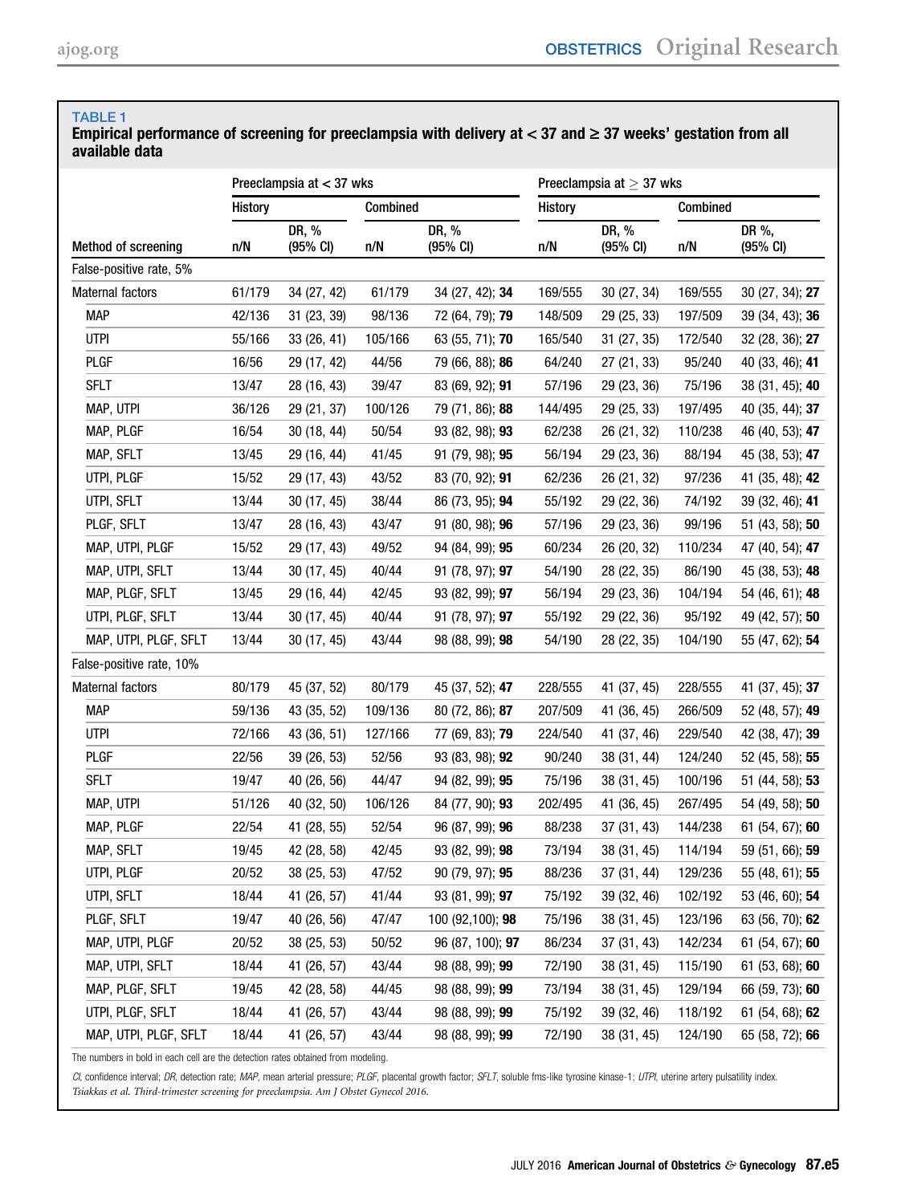**TABLE 1**

**Empirical performance of screening for preeclampsia with delivery at < 37 and ≥ 37 weeks' gestation from all available data**

| Method of screening | Preeclampsia at < 37 wks | | | | Preeclampsia at ≥ 37 wks | | | |
|---|---|---|---|---|---|---|---|---|
| | History | | Combined | | History | | Combined | |
| | n/N | DR, % (95% CI) | n/N | DR, % (95% CI) | n/N | DR, % (95% CI) | n/N | DR %, (95% CI) |
| False-positive rate, 5% | | | | | | | | |
| Maternal factors | 61/179 | 34 (27, 42) | 61/179 | 34 (27, 42); **34** | 169/555 | 30 (27, 34) | 169/555 | 30 (27, 34); **27** |
| MAP | 42/136 | 31 (23, 39) | 98/136 | 72 (64, 79); **79** | 148/509 | 29 (25, 33) | 197/509 | 39 (34, 43); **36** |
| UTPI | 55/166 | 33 (26, 41) | 105/166 | 63 (55, 71); **70** | 165/540 | 31 (27, 35) | 172/540 | 32 (28, 36); **27** |
| PLGF | 16/56 | 29 (17, 42) | 44/56 | 79 (66, 88); **86** | 64/240 | 27 (21, 33) | 95/240 | 40 (33, 46); **41** |
| SFLT | 13/47 | 28 (16, 43) | 39/47 | 83 (69, 92); **91** | 57/196 | 29 (23, 36) | 75/196 | 38 (31, 45); **40** |
| MAP, UTPI | 36/126 | 29 (21, 37) | 100/126 | 79 (71, 86); **88** | 144/495 | 29 (25, 33) | 197/495 | 40 (35, 44); **37** |
| MAP, PLGF | 16/54 | 30 (18, 44) | 50/54 | 93 (82, 98); **93** | 62/238 | 26 (21, 32) | 110/238 | 46 (40, 53); **47** |
| MAP, SFLT | 13/45 | 29 (16, 44) | 41/45 | 91 (79, 98); **95** | 56/194 | 29 (23, 36) | 88/194 | 45 (38, 53); **47** |
| UTPI, PLGF | 15/52 | 29 (17, 43) | 43/52 | 83 (70, 92); **91** | 62/236 | 26 (21, 32) | 97/236 | 41 (35, 48); **42** |
| UTPI, SFLT | 13/44 | 30 (17, 45) | 38/44 | 86 (73, 95); **94** | 55/192 | 29 (22, 36) | 74/192 | 39 (32, 46); **41** |
| PLGF, SFLT | 13/47 | 28 (16, 43) | 43/47 | 91 (80, 98); **96** | 57/196 | 29 (23, 36) | 99/196 | 51 (43, 58); **50** |
| MAP, UTPI, PLGF | 15/52 | 29 (17, 43) | 49/52 | 94 (84, 99); **95** | 60/234 | 26 (20, 32) | 110/234 | 47 (40, 54); **47** |
| MAP, UTPI, SFLT | 13/44 | 30 (17, 45) | 40/44 | 91 (78, 97); **97** | 54/190 | 28 (22, 35) | 86/190 | 45 (38, 53); **48** |
| MAP, PLGF, SFLT | 13/45 | 29 (16, 44) | 42/45 | 93 (82, 99); **97** | 56/194 | 29 (23, 36) | 104/194 | 54 (46, 61); **48** |
| UTPI, PLGF, SFLT | 13/44 | 30 (17, 45) | 40/44 | 91 (78, 97); **97** | 55/192 | 29 (22, 36) | 95/192 | 49 (42, 57); **50** |
| MAP, UTPI, PLGF, SFLT | 13/44 | 30 (17, 45) | 43/44 | 98 (88, 99); **98** | 54/190 | 28 (22, 35) | 104/190 | 55 (47, 62); **54** |
| False-positive rate, 10% | | | | | | | | |
| Maternal factors | 80/179 | 45 (37, 52) | 80/179 | 45 (37, 52); **47** | 228/555 | 41 (37, 45) | 228/555 | 41 (37, 45); **37** |
| MAP | 59/136 | 43 (35, 52) | 109/136 | 80 (72, 86); **87** | 207/509 | 41 (36, 45) | 266/509 | 52 (48, 57); **49** |
| UTPI | 72/166 | 43 (36, 51) | 127/166 | 77 (69, 83); **79** | 224/540 | 41 (37, 46) | 229/540 | 42 (38, 47); **39** |
| PLGF | 22/56 | 39 (26, 53) | 52/56 | 93 (83, 98); **92** | 90/240 | 38 (31, 44) | 124/240 | 52 (45, 58); **55** |
| SFLT | 19/47 | 40 (26, 56) | 44/47 | 94 (82, 99); **95** | 75/196 | 38 (31, 45) | 100/196 | 51 (44, 58); **53** |
| MAP, UTPI | 51/126 | 40 (32, 50) | 106/126 | 84 (77, 90); **93** | 202/495 | 41 (36, 45) | 267/495 | 54 (49, 58); **50** |
| MAP, PLGF | 22/54 | 41 (28, 55) | 52/54 | 96 (87, 99); **96** | 88/238 | 37 (31, 43) | 144/238 | 61 (54, 67); **60** |
| MAP, SFLT | 19/45 | 42 (28, 58) | 42/45 | 93 (82, 99); **98** | 73/194 | 38 (31, 45) | 114/194 | 59 (51, 66); **59** |
| UTPI, PLGF | 20/52 | 38 (25, 53) | 47/52 | 90 (79, 97); **95** | 88/236 | 37 (31, 44) | 129/236 | 55 (48, 61); **55** |
| UTPI, SFLT | 18/44 | 41 (26, 57) | 41/44 | 93 (81, 99); **97** | 75/192 | 39 (32, 46) | 102/192 | 53 (46, 60); **54** |
| PLGF, SFLT | 19/47 | 40 (26, 56) | 47/47 | 100 (92,100); **98** | 75/196 | 38 (31, 45) | 123/196 | 63 (56, 70); **62** |
| MAP, UTPI, PLGF | 20/52 | 38 (25, 53) | 50/52 | 96 (87, 100); **97** | 86/234 | 37 (31, 43) | 142/234 | 61 (54, 67); **60** |
| MAP, UTPI, SFLT | 18/44 | 41 (26, 57) | 43/44 | 98 (88, 99); **99** | 72/190 | 38 (31, 45) | 115/190 | 61 (53, 68); **60** |
| MAP, PLGF, SFLT | 19/45 | 42 (28, 58) | 44/45 | 98 (88, 99); **99** | 73/194 | 38 (31, 45) | 129/194 | 66 (59, 73); **60** |
| UTPI, PLGF, SFLT | 18/44 | 41 (26, 57) | 43/44 | 98 (88, 99); **99** | 75/192 | 39 (32, 46) | 118/192 | 61 (54, 68); **62** |
| MAP, UTPI, PLGF, SFLT | 18/44 | 41 (26, 57) | 43/44 | 98 (88, 99); **99** | 72/190 | 38 (31, 45) | 124/190 | 65 (58, 72); **66** |

The numbers in bold in each cell are the detection rates obtained from modeling.

*CI*, confidence interval; *DR*, detection rate; *MAP*, mean arterial pressure; *PLGF*, placental growth factor; *SFLT*, soluble fms-like tyrosine kinase-1; *UTPI*, uterine artery pulsatility index.

*Tsiakkas et al. Third-trimester screening for preeclampsia. Am J Obstet Gynecol 2016.*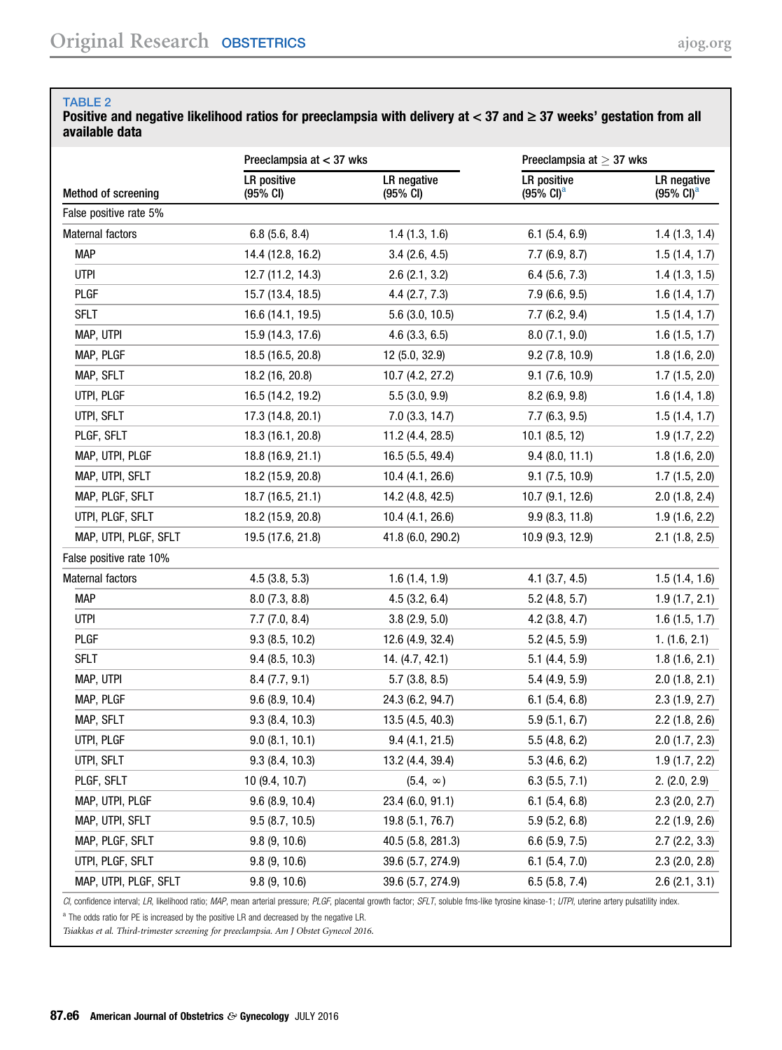TABLE 2

**Positive and negative likelihood ratios for preeclampsia with delivery at < 37 and ≥ 37 weeks' gestation from all available data**

| Method of screening | Preeclampsia at < 37 wks | | Preeclampsia at ≥ 37 wks | |
|---|---|---|---|---|
| | LR positive (95% CI) | LR negative (95% CI) | LR positive (95% CI)[a] | LR negative (95% CI)[a] |
| False positive rate 5% | | | | |
| Maternal factors | 6.8 (5.6, 8.4) | 1.4 (1.3, 1.6) | 6.1 (5.4, 6.9) | 1.4 (1.3, 1.4) |
| MAP | 14.4 (12.8, 16.2) | 3.4 (2.6, 4.5) | 7.7 (6.9, 8.7) | 1.5 (1.4, 1.7) |
| UTPI | 12.7 (11.2, 14.3) | 2.6 (2.1, 3.2) | 6.4 (5.6, 7.3) | 1.4 (1.3, 1.5) |
| PLGF | 15.7 (13.4, 18.5) | 4.4 (2.7, 7.3) | 7.9 (6.6, 9.5) | 1.6 (1.4, 1.7) |
| SFLT | 16.6 (14.1, 19.5) | 5.6 (3.0, 10.5) | 7.7 (6.2, 9.4) | 1.5 (1.4, 1.7) |
| MAP, UTPI | 15.9 (14.3, 17.6) | 4.6 (3.3, 6.5) | 8.0 (7.1, 9.0) | 1.6 (1.5, 1.7) |
| MAP, PLGF | 18.5 (16.5, 20.8) | 12 (5.0, 32.9) | 9.2 (7.8, 10.9) | 1.8 (1.6, 2.0) |
| MAP, SFLT | 18.2 (16, 20.8) | 10.7 (4.2, 27.2) | 9.1 (7.6, 10.9) | 1.7 (1.5, 2.0) |
| UTPI, PLGF | 16.5 (14.2, 19.2) | 5.5 (3.0, 9.9) | 8.2 (6.9, 9.8) | 1.6 (1.4, 1.8) |
| UTPI, SFLT | 17.3 (14.8, 20.1) | 7.0 (3.3, 14.7) | 7.7 (6.3, 9.5) | 1.5 (1.4, 1.7) |
| PLGF, SFLT | 18.3 (16.1, 20.8) | 11.2 (4.4, 28.5) | 10.1 (8.5, 12) | 1.9 (1.7, 2.2) |
| MAP, UTPI, PLGF | 18.8 (16.9, 21.1) | 16.5 (5.5, 49.4) | 9.4 (8.0, 11.1) | 1.8 (1.6, 2.0) |
| MAP, UTPI, SFLT | 18.2 (15.9, 20.8) | 10.4 (4.1, 26.6) | 9.1 (7.5, 10.9) | 1.7 (1.5, 2.0) |
| MAP, PLGF, SFLT | 18.7 (16.5, 21.1) | 14.2 (4.8, 42.5) | 10.7 (9.1, 12.6) | 2.0 (1.8, 2.4) |
| UTPI, PLGF, SFLT | 18.2 (15.9, 20.8) | 10.4 (4.1, 26.6) | 9.9 (8.3, 11.8) | 1.9 (1.6, 2.2) |
| MAP, UTPI, PLGF, SFLT | 19.5 (17.6, 21.8) | 41.8 (6.0, 290.2) | 10.9 (9.3, 12.9) | 2.1 (1.8, 2.5) |
| False positive rate 10% | | | | |
| Maternal factors | 4.5 (3.8, 5.3) | 1.6 (1.4, 1.9) | 4.1 (3.7, 4.5) | 1.5 (1.4, 1.6) |
| MAP | 8.0 (7.3, 8.8) | 4.5 (3.2, 6.4) | 5.2 (4.8, 5.7) | 1.9 (1.7, 2.1) |
| UTPI | 7.7 (7.0, 8.4) | 3.8 (2.9, 5.0) | 4.2 (3.8, 4.7) | 1.6 (1.5, 1.7) |
| PLGF | 9.3 (8.5, 10.2) | 12.6 (4.9, 32.4) | 5.2 (4.5, 5.9) | 1. (1.6, 2.1) |
| SFLT | 9.4 (8.5, 10.3) | 14. (4.7, 42.1) | 5.1 (4.4, 5.9) | 1.8 (1.6, 2.1) |
| MAP, UTPI | 8.4 (7.7, 9.1) | 5.7 (3.8, 8.5) | 5.4 (4.9, 5.9) | 2.0 (1.8, 2.1) |
| MAP, PLGF | 9.6 (8.9, 10.4) | 24.3 (6.2, 94.7) | 6.1 (5.4, 6.8) | 2.3 (1.9, 2.7) |
| MAP, SFLT | 9.3 (8.4, 10.3) | 13.5 (4.5, 40.3) | 5.9 (5.1, 6.7) | 2.2 (1.8, 2.6) |
| UTPI, PLGF | 9.0 (8.1, 10.1) | 9.4 (4.1, 21.5) | 5.5 (4.8, 6.2) | 2.0 (1.7, 2.3) |
| UTPI, SFLT | 9.3 (8.4, 10.3) | 13.2 (4.4, 39.4) | 5.3 (4.6, 6.2) | 1.9 (1.7, 2.2) |
| PLGF, SFLT | 10 (9.4, 10.7) | (5.4, ∞) | 6.3 (5.5, 7.1) | 2. (2.0, 2.9) |
| MAP, UTPI, PLGF | 9.6 (8.9, 10.4) | 23.4 (6.0, 91.1) | 6.1 (5.4, 6.8) | 2.3 (2.0, 2.7) |
| MAP, UTPI, SFLT | 9.5 (8.7, 10.5) | 19.8 (5.1, 76.7) | 5.9 (5.2, 6.8) | 2.2 (1.9, 2.6) |
| MAP, PLGF, SFLT | 9.8 (9, 10.6) | 40.5 (5.8, 281.3) | 6.6 (5.9, 7.5) | 2.7 (2.2, 3.3) |
| UTPI, PLGF, SFLT | 9.8 (9, 10.6) | 39.6 (5.7, 274.9) | 6.1 (5.4, 7.0) | 2.3 (2.0, 2.8) |
| MAP, UTPI, PLGF, SFLT | 9.8 (9, 10.6) | 39.6 (5.7, 274.9) | 6.5 (5.8, 7.4) | 2.6 (2.1, 3.1) |

*CI*, confidence interval; *LR*, likelihood ratio; *MAP*, mean arterial pressure; *PLGF*, placental growth factor; *SFLT*, soluble fms-like tyrosine kinase-1; *UTPI*, uterine artery pulsatility index.

[a] The odds ratio for PE is increased by the positive LR and decreased by the negative LR.

*Tsiakkas et al. Third-trimester screening for preeclampsia. Am J Obstet Gynecol 2016.*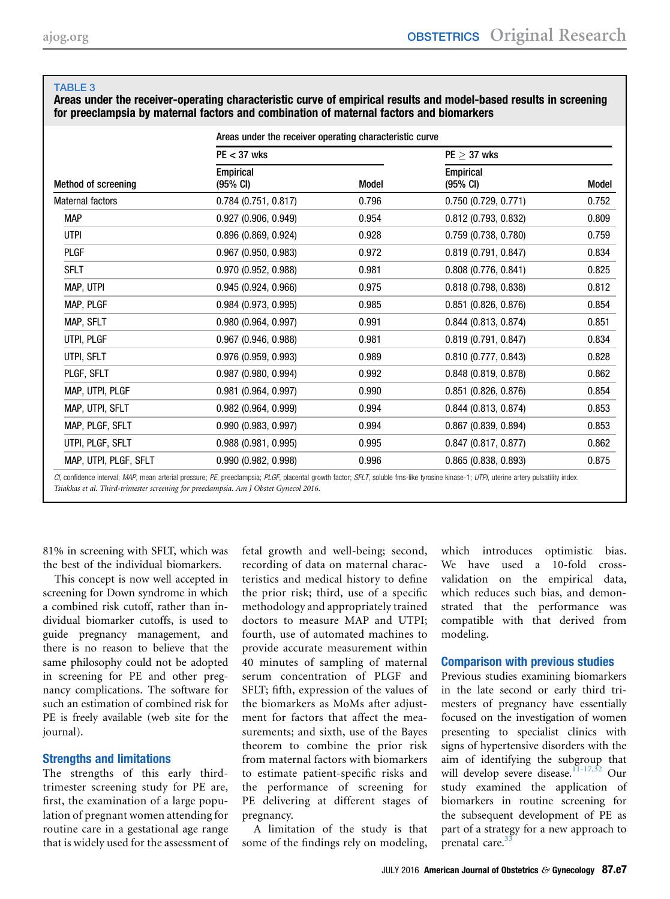**TABLE 3**

**Areas under the receiver-operating characteristic curve of empirical results and model-based results in screening for preeclampsia by maternal factors and combination of maternal factors and biomarkers**

| Method of screening | PE < 37 wks Empirical (95% CI) | PE < 37 wks Model | PE ≥ 37 wks Empirical (95% CI) | PE ≥ 37 wks Model |
|---|---|---|---|---|
| Maternal factors | 0.784 (0.751, 0.817) | 0.796 | 0.750 (0.729, 0.771) | 0.752 |
| MAP | 0.927 (0.906, 0.949) | 0.954 | 0.812 (0.793, 0.832) | 0.809 |
| UTPI | 0.896 (0.869, 0.924) | 0.928 | 0.759 (0.738, 0.780) | 0.759 |
| PLGF | 0.967 (0.950, 0.983) | 0.972 | 0.819 (0.791, 0.847) | 0.834 |
| SFLT | 0.970 (0.952, 0.988) | 0.981 | 0.808 (0.776, 0.841) | 0.825 |
| MAP, UTPI | 0.945 (0.924, 0.966) | 0.975 | 0.818 (0.798, 0.838) | 0.812 |
| MAP, PLGF | 0.984 (0.973, 0.995) | 0.985 | 0.851 (0.826, 0.876) | 0.854 |
| MAP, SFLT | 0.980 (0.964, 0.997) | 0.991 | 0.844 (0.813, 0.874) | 0.851 |
| UTPI, PLGF | 0.967 (0.946, 0.988) | 0.981 | 0.819 (0.791, 0.847) | 0.834 |
| UTPI, SFLT | 0.976 (0.959, 0.993) | 0.989 | 0.810 (0.777, 0.843) | 0.828 |
| PLGF, SFLT | 0.987 (0.980, 0.994) | 0.992 | 0.848 (0.819, 0.878) | 0.862 |
| MAP, UTPI, PLGF | 0.981 (0.964, 0.997) | 0.990 | 0.851 (0.826, 0.876) | 0.854 |
| MAP, UTPI, SFLT | 0.982 (0.964, 0.999) | 0.994 | 0.844 (0.813, 0.874) | 0.853 |
| MAP, PLGF, SFLT | 0.990 (0.983, 0.997) | 0.994 | 0.867 (0.839, 0.894) | 0.853 |
| UTPI, PLGF, SFLT | 0.988 (0.981, 0.995) | 0.995 | 0.847 (0.817, 0.877) | 0.862 |
| MAP, UTPI, PLGF, SFLT | 0.990 (0.982, 0.998) | 0.996 | 0.865 (0.838, 0.893) | 0.875 |

*CI*, confidence interval; *MAP*, mean arterial pressure; *PE*, preeclampsia; *PLGF*, placental growth factor; *SFLT*, soluble fms-like tyrosine kinase-1; *UTPI*, uterine artery pulsatility index.

*Tsiakkas et al. Third-trimester screening for preeclampsia. Am J Obstet Gynecol 2016.*

81% in screening with SFLT, which was the best of the individual biomarkers.

This concept is now well accepted in screening for Down syndrome in which a combined risk cutoff, rather than individual biomarker cutoffs, is used to guide pregnancy management, and there is no reason to believe that the same philosophy could not be adopted in screening for PE and other pregnancy complications. The software for such an estimation of combined risk for PE is freely available (web site for the journal).

## Strengths and limitations

The strengths of this early third-trimester screening study for PE are, first, the examination of a large population of pregnant women attending for routine care in a gestational age range that is widely used for the assessment of fetal growth and well-being; second, recording of data on maternal characteristics and medical history to define the prior risk; third, use of a specific methodology and appropriately trained doctors to measure MAP and UTPI; fourth, use of automated machines to provide accurate measurement within 40 minutes of sampling of maternal serum concentration of PLGF and SFLT; fifth, expression of the values of the biomarkers as MoMs after adjustment for factors that affect the measurements; and sixth, use of the Bayes theorem to combine the prior risk from maternal factors with biomarkers to estimate patient-specific risks and the performance of screening for PE delivering at different stages of pregnancy.

A limitation of the study is that some of the findings rely on modeling, which introduces optimistic bias. We have used a 10-fold cross-validation on the empirical data, which reduces such bias, and demonstrated that the performance was compatible with that derived from modeling.

## Comparison with previous studies

Previous studies examining biomarkers in the late second or early third trimesters of pregnancy have essentially focused on the investigation of women presenting to specialist clinics with signs of hypertensive disorders with the aim of identifying the subgroup that will develop severe disease.[11-17,32] Our study examined the application of biomarkers in routine screening for the subsequent development of PE as part of a strategy for a new approach to prenatal care.[33]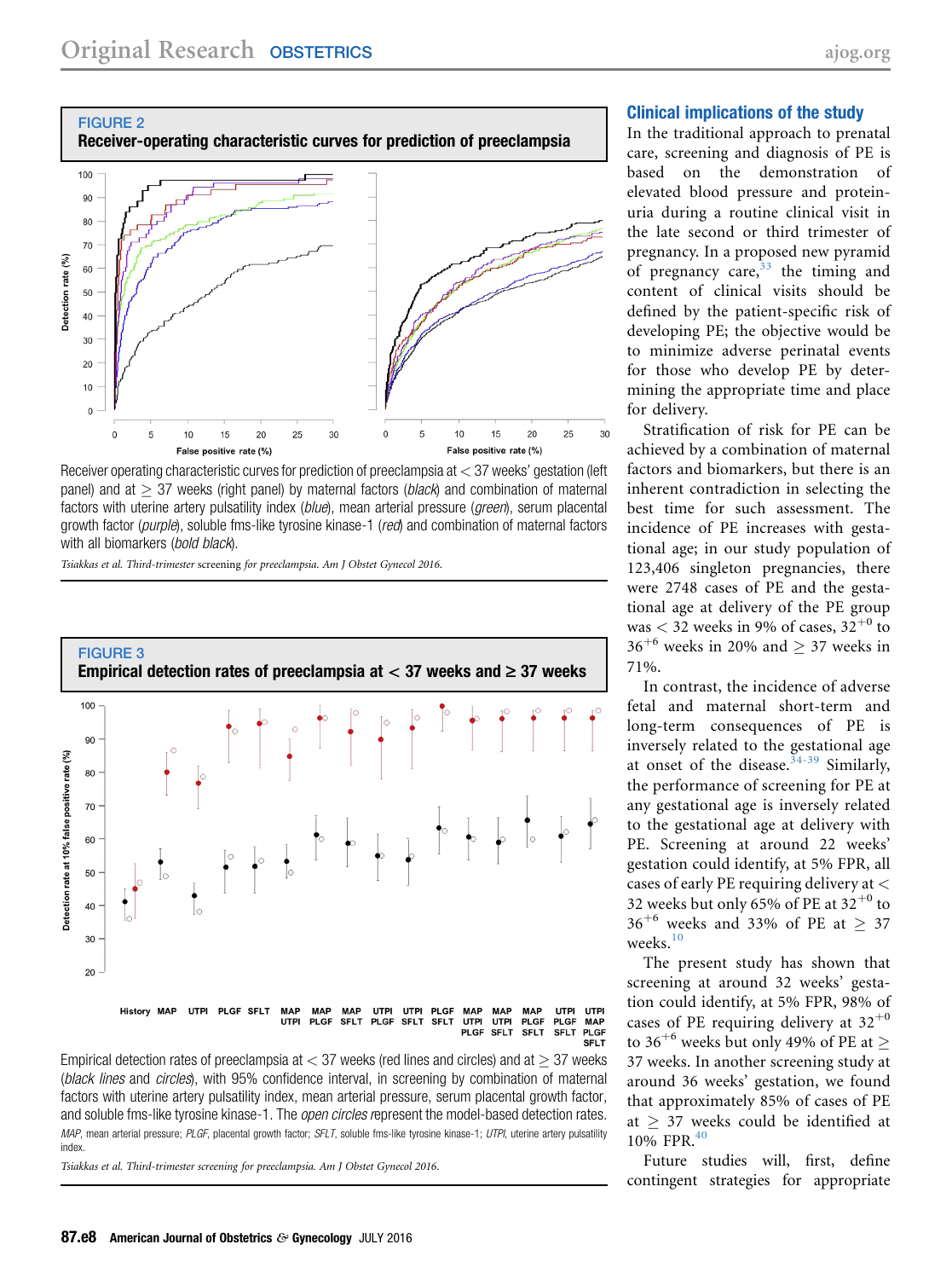**FIGURE 2**

**Receiver-operating characteristic curves for prediction of preeclampsia**

Receiver operating characteristic curves for prediction of preeclampsia at < 37 weeks' gestation (left panel) and at ≥ 37 weeks (right panel) by maternal factors (*black*) and combination of maternal factors with uterine artery pulsatility index (*blue*), mean arterial pressure (*green*), serum placental growth factor (*purple*), soluble fms-like tyrosine kinase-1 (*red*) and combination of maternal factors with all biomarkers (*bold black*).

*Tsiakkas et al. Third-trimester screening for preeclampsia. Am J Obstet Gynecol 2016.*

**FIGURE 3**

**Empirical detection rates of preeclampsia at < 37 weeks and ≥ 37 weeks**

Empirical detection rates of preeclampsia at < 37 weeks (red lines and circles) and at ≥ 37 weeks (*black lines* and *circles*), with 95% confidence interval, in screening by combination of maternal factors with uterine artery pulsatility index, mean arterial pressure, serum placental growth factor, and soluble fms-like tyrosine kinase-1. The *open circles* represent the model-based detection rates.

*MAP*, mean arterial pressure; *PLGF*, placental growth factor; *SFLT*, soluble fms-like tyrosine kinase-1; *UTPI*, uterine artery pulsatility index.

*Tsiakkas et al. Third-trimester screening for preeclampsia. Am J Obstet Gynecol 2016.*

## Clinical implications of the study

In the traditional approach to prenatal care, screening and diagnosis of PE is based on the demonstration of elevated blood pressure and proteinuria during a routine clinical visit in the late second or third trimester of pregnancy. In a proposed new pyramid of pregnancy care,[33] the timing and content of clinical visits should be defined by the patient-specific risk of developing PE; the objective would be to minimize adverse perinatal events for those who develop PE by determining the appropriate time and place for delivery.

Stratification of risk for PE can be achieved by a combination of maternal factors and biomarkers, but there is an inherent contradiction in selecting the best time for such assessment. The incidence of PE increases with gestational age; in our study population of 123,406 singleton pregnancies, there were 2748 cases of PE and the gestational age at delivery of the PE group was < 32 weeks in 9% of cases, $32^{+0}$ to $36^{+6}$ weeks in 20% and ≥ 37 weeks in 71%.

In contrast, the incidence of adverse fetal and maternal short-term and long-term consequences of PE is inversely related to the gestational age at onset of the disease.[34-39] Similarly, the performance of screening for PE at any gestational age is inversely related to the gestational age at delivery with PE. Screening at around 22 weeks' gestation could identify, at 5% FPR, all cases of early PE requiring delivery at < 32 weeks but only 65% of PE at $32^{+0}$ to $36^{+6}$ weeks and 33% of PE at ≥ 37 weeks.[10]

The present study has shown that screening at around 32 weeks' gestation could identify, at 5% FPR, 98% of cases of PE requiring delivery at $32^{+0}$ to $36^{+6}$ weeks but only 49% of PE at ≥ 37 weeks. In another screening study at around 36 weeks' gestation, we found that approximately 85% of cases of PE at ≥ 37 weeks could be identified at 10% FPR.[40]

Future studies will, first, define contingent strategies for appropriate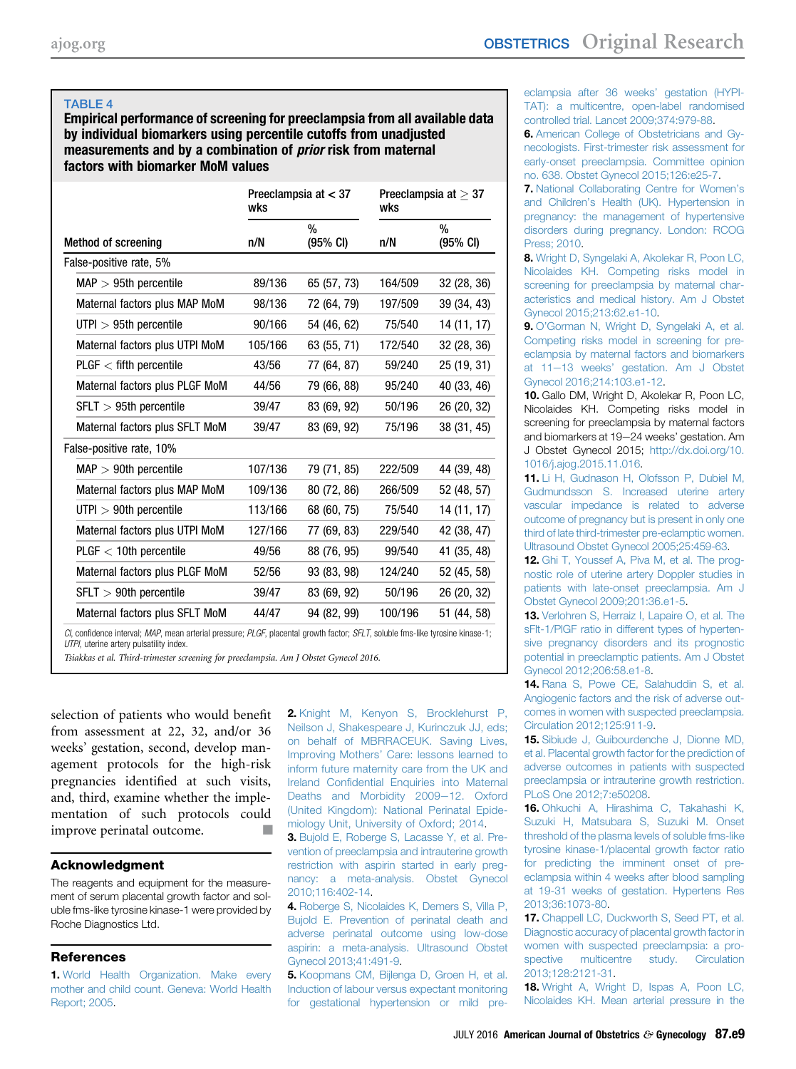**TABLE 4**

**Empirical performance of screening for preeclampsia from all available data by individual biomarkers using percentile cutoffs from unadjusted measurements and by a combination of *prior* risk from maternal factors with biomarker MoM values**

| Method of screening | Preeclampsia at < 37 wks | | Preeclampsia at ≥ 37 wks | |
|---|---|---|---|---|
| | n/N | % (95% CI) | n/N | % (95% CI) |
| False-positive rate, 5% | | | | |
| MAP > 95th percentile | 89/136 | 65 (57, 73) | 164/509 | 32 (28, 36) |
| Maternal factors plus MAP MoM | 98/136 | 72 (64, 79) | 197/509 | 39 (34, 43) |
| UTPI > 95th percentile | 90/166 | 54 (46, 62) | 75/540 | 14 (11, 17) |
| Maternal factors plus UTPI MoM | 105/166 | 63 (55, 71) | 172/540 | 32 (28, 36) |
| PLGF < fifth percentile | 43/56 | 77 (64, 87) | 59/240 | 25 (19, 31) |
| Maternal factors plus PLGF MoM | 44/56 | 79 (66, 88) | 95/240 | 40 (33, 46) |
| SFLT > 95th percentile | 39/47 | 83 (69, 92) | 50/196 | 26 (20, 32) |
| Maternal factors plus SFLT MoM | 39/47 | 83 (69, 92) | 75/196 | 38 (31, 45) |
| False-positive rate, 10% | | | | |
| MAP > 90th percentile | 107/136 | 79 (71, 85) | 222/509 | 44 (39, 48) |
| Maternal factors plus MAP MoM | 109/136 | 80 (72, 86) | 266/509 | 52 (48, 57) |
| UTPI > 90th percentile | 113/166 | 68 (60, 75) | 75/540 | 14 (11, 17) |
| Maternal factors plus UTPI MoM | 127/166 | 77 (69, 83) | 229/540 | 42 (38, 47) |
| PLGF < 10th percentile | 49/56 | 88 (76, 95) | 99/540 | 41 (35, 48) |
| Maternal factors plus PLGF MoM | 52/56 | 93 (83, 98) | 124/240 | 52 (45, 58) |
| SFLT > 90th percentile | 39/47 | 83 (69, 92) | 50/196 | 26 (20, 32) |
| Maternal factors plus SFLT MoM | 44/47 | 94 (82, 99) | 100/196 | 51 (44, 58) |

*CI*, confidence interval; *MAP*, mean arterial pressure; *PLGF*, placental growth factor; *SFLT*, soluble fms-like tyrosine kinase-1; *UTPI*, uterine artery pulsatility index.

*Tsiakkas et al. Third-trimester screening for preeclampsia. Am J Obstet Gynecol 2016.*

selection of patients who would benefit from assessment at 22, 32, and/or 36 weeks' gestation, second, develop management protocols for the high-risk pregnancies identified at such visits, and, third, examine whether the implementation of such protocols could improve perinatal outcome. ∎

## Acknowledgment

The reagents and equipment for the measurement of serum placental growth factor and soluble fms-like tyrosine kinase-1 were provided by Roche Diagnostics Ltd.

## References

1. World Health Organization. Make every mother and child count. Geneva: World Health Report; 2005.
2. Knight M, Kenyon S, Brocklehurst P, Neilson J, Shakespeare J, Kurinczuk JJ, eds; on behalf of MBRRACEUK. Saving Lives, Improving Mothers' Care: lessons learned to inform future maternity care from the UK and Ireland Confidential Enquiries into Maternal Deaths and Morbidity 2009–12. Oxford (United Kingdom): National Perinatal Epidemiology Unit, University of Oxford; 2014.
3. Bujold E, Roberge S, Lacasse Y, et al. Prevention of preeclampsia and intrauterine growth restriction with aspirin started in early pregnancy: a meta-analysis. Obstet Gynecol 2010;116:402-14.
4. Roberge S, Nicolaides K, Demers S, Villa P, Bujold E. Prevention of perinatal death and adverse perinatal outcome using low-dose aspirin: a meta-analysis. Ultrasound Obstet Gynecol 2013;41:491-9.
5. Koopmans CM, Bijlenga D, Groen H, et al. Induction of labour versus expectant monitoring for gestational hypertension or mild pre-eclampsia after 36 weeks' gestation (HYPITAT): a multicentre, open-label randomised controlled trial. Lancet 2009;374:979-88.
6. American College of Obstetricians and Gynecologists. First-trimester risk assessment for early-onset preeclampsia. Committee opinion no. 638. Obstet Gynecol 2015;126:e25-7.
7. National Collaborating Centre for Women's and Children's Health (UK). Hypertension in pregnancy: the management of hypertensive disorders during pregnancy. London: RCOG Press; 2010.
8. Wright D, Syngelaki A, Akolekar R, Poon LC, Nicolaides KH. Competing risks model in screening for preeclampsia by maternal characteristics and medical history. Am J Obstet Gynecol 2015;213:62.e1-10.
9. O'Gorman N, Wright D, Syngelaki A, et al. Competing risks model in screening for preeclampsia by maternal factors and biomarkers at 11–13 weeks' gestation. Am J Obstet Gynecol 2016;214:103.e1-12.
10. Gallo DM, Wright D, Akolekar R, Poon LC, Nicolaides KH. Competing risks model in screening for preeclampsia by maternal factors and biomarkers at 19–24 weeks' gestation. Am J Obstet Gynecol 2015; http://dx.doi.org/10.1016/j.ajog.2015.11.016.
11. Li H, Gudnason H, Olofsson P, Dubiel M, Gudmundsson S. Increased uterine artery vascular impedance is related to adverse outcome of pregnancy but is present in only one third of late third-trimester pre-eclamptic women. Ultrasound Obstet Gynecol 2005;25:459-63.
12. Ghi T, Youssef A, Piva M, et al. The prognostic role of uterine artery Doppler studies in patients with late-onset preeclampsia. Am J Obstet Gynecol 2009;201:36.e1-5.
13. Verlohren S, Herraiz I, Lapaire O, et al. The sFlt-1/PlGF ratio in different types of hypertensive pregnancy disorders and its prognostic potential in preeclamptic patients. Am J Obstet Gynecol 2012;206:58.e1-8.
14. Rana S, Powe CE, Salahuddin S, et al. Angiogenic factors and the risk of adverse outcomes in women with suspected preeclampsia. Circulation 2012;125:911-9.
15. Sibiude J, Guibourdenche J, Dionne MD, et al. Placental growth factor for the prediction of adverse outcomes in patients with suspected preeclampsia or intrauterine growth restriction. PLoS One 2012;7:e50208.
16. Ohkuchi A, Hirashima C, Takahashi K, Suzuki H, Matsubara S, Suzuki M. Onset threshold of the plasma levels of soluble fms-like tyrosine kinase-1/placental growth factor ratio for predicting the imminent onset of preeclampsia within 4 weeks after blood sampling at 19-31 weeks of gestation. Hypertens Res 2013;36:1073-80.
17. Chappell LC, Duckworth S, Seed PT, et al. Diagnostic accuracy of placental growth factor in women with suspected preeclampsia: a prospective multicentre study. Circulation 2013;128:2121-31.
18. Wright A, Wright D, Ispas A, Poon LC, Nicolaides KH. Mean arterial pressure in the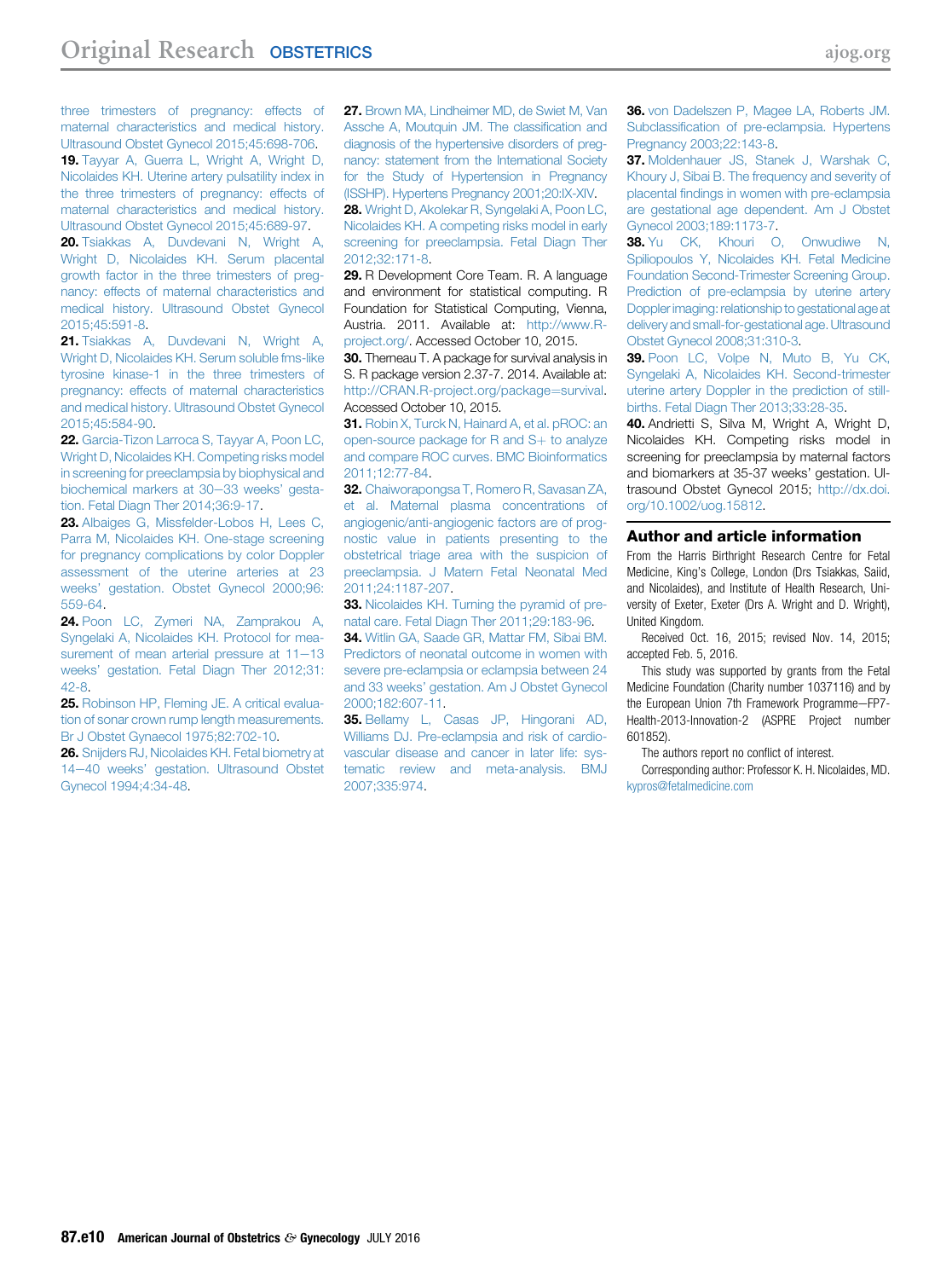three trimesters of pregnancy: effects of maternal characteristics and medical history. Ultrasound Obstet Gynecol 2015;45:698-706.

**19.** Tayyar A, Guerra L, Wright A, Wright D, Nicolaides KH. Uterine artery pulsatility index in the three trimesters of pregnancy: effects of maternal characteristics and medical history. Ultrasound Obstet Gynecol 2015;45:689-97.

**20.** Tsiakkas A, Duvdevani N, Wright A, Wright D, Nicolaides KH. Serum placental growth factor in the three trimesters of pregnancy: effects of maternal characteristics and medical history. Ultrasound Obstet Gynecol 2015;45:591-8.

**21.** Tsiakkas A, Duvdevani N, Wright A, Wright D, Nicolaides KH. Serum soluble fms-like tyrosine kinase-1 in the three trimesters of pregnancy: effects of maternal characteristics and medical history. Ultrasound Obstet Gynecol 2015;45:584-90.

**22.** Garcia-Tizon Larroca S, Tayyar A, Poon LC, Wright D, Nicolaides KH. Competing risks model in screening for preeclampsia by biophysical and biochemical markers at 30–33 weeks' gestation. Fetal Diagn Ther 2014;36:9-17.

**23.** Albaiges G, Missfelder-Lobos H, Lees C, Parra M, Nicolaides KH. One-stage screening for pregnancy complications by color Doppler assessment of the uterine arteries at 23 weeks' gestation. Obstet Gynecol 2000;96:559-64.

**24.** Poon LC, Zymeri NA, Zamprakou A, Syngelaki A, Nicolaides KH. Protocol for measurement of mean arterial pressure at 11–13 weeks' gestation. Fetal Diagn Ther 2012;31:42-8.

**25.** Robinson HP, Fleming JE. A critical evaluation of sonar crown rump length measurements. Br J Obstet Gynaecol 1975;82:702-10.

**26.** Snijders RJ, Nicolaides KH. Fetal biometry at 14–40 weeks' gestation. Ultrasound Obstet Gynecol 1994;4:34-48.

**27.** Brown MA, Lindheimer MD, de Swiet M, Van Assche A, Moutquin JM. The classification and diagnosis of the hypertensive disorders of pregnancy: statement from the International Society for the Study of Hypertension in Pregnancy (ISSHP). Hypertens Pregnancy 2001;20:IX-XIV.

**28.** Wright D, Akolekar R, Syngelaki A, Poon LC, Nicolaides KH. A competing risks model in early screening for preeclampsia. Fetal Diagn Ther 2012;32:171-8.

**29.** R Development Core Team. R. A language and environment for statistical computing. R Foundation for Statistical Computing, Vienna, Austria. 2011. Available at: http://www.R-project.org/. Accessed October 10, 2015.

**30.** Therneau T. A package for survival analysis in S. R package version 2.37-7. 2014. Available at: http://CRAN.R-project.org/package=survival. Accessed October 10, 2015.

**31.** Robin X, Turck N, Hainard A, et al. pROC: an open-source package for R and S+ to analyze and compare ROC curves. BMC Bioinformatics 2011;12:77-84.

**32.** Chaiworapongsa T, Romero R, Savasan ZA, et al. Maternal plasma concentrations of angiogenic/anti-angiogenic factors are of prognostic value in patients presenting to the obstetrical triage area with the suspicion of preeclampsia. J Matern Fetal Neonatal Med 2011;24:1187-207.

**33.** Nicolaides KH. Turning the pyramid of prenatal care. Fetal Diagn Ther 2011;29:183-96.

**34.** Witlin GA, Saade GR, Mattar FM, Sibai BM. Predictors of neonatal outcome in women with severe pre-eclampsia or eclampsia between 24 and 33 weeks' gestation. Am J Obstet Gynecol 2000;182:607-11.

**35.** Bellamy L, Casas JP, Hingorani AD, Williams DJ. Pre-eclampsia and risk of cardiovascular disease and cancer in later life: systematic review and meta-analysis. BMJ 2007;335:974.

**36.** von Dadelszen P, Magee LA, Roberts JM. Subclassification of pre-eclampsia. Hypertens Pregnancy 2003;22:143-8.

**37.** Moldenhauer JS, Stanek J, Warshak C, Khoury J, Sibai B. The frequency and severity of placental findings in women with pre-eclampsia are gestational age dependent. Am J Obstet Gynecol 2003;189:1173-7.

**38.** Yu CK, Khouri O, Onwudiwe N, Spiliopoulos Y, Nicolaides KH. Fetal Medicine Foundation Second-Trimester Screening Group. Prediction of pre-eclampsia by uterine artery Doppler imaging: relationship to gestational age at delivery and small-for-gestational age. Ultrasound Obstet Gynecol 2008;31:310-3.

**39.** Poon LC, Volpe N, Muto B, Yu CK, Syngelaki A, Nicolaides KH. Second-trimester uterine artery Doppler in the prediction of stillbirths. Fetal Diagn Ther 2013;33:28-35.

**40.** Andrietti S, Silva M, Wright A, Wright D, Nicolaides KH. Competing risks model in screening for preeclampsia by maternal factors and biomarkers at 35-37 weeks' gestation. Ultrasound Obstet Gynecol 2015; http://dx.doi.org/10.1002/uog.15812.

## Author and article information

From the Harris Birthright Research Centre for Fetal Medicine, King's College, London (Drs Tsiakkas, Saiid, and Nicolaides), and Institute of Health Research, University of Exeter, Exeter (Drs A. Wright and D. Wright), United Kingdom.

Received Oct. 16, 2015; revised Nov. 14, 2015; accepted Feb. 5, 2016.

This study was supported by grants from the Fetal Medicine Foundation (Charity number 1037116) and by the European Union 7th Framework Programme—FP7-Health-2013-Innovation-2 (ASPRE Project number 601852).

The authors report no conflict of interest.

Corresponding author: Professor K. H. Nicolaides, MD. kypros@fetalmedicine.com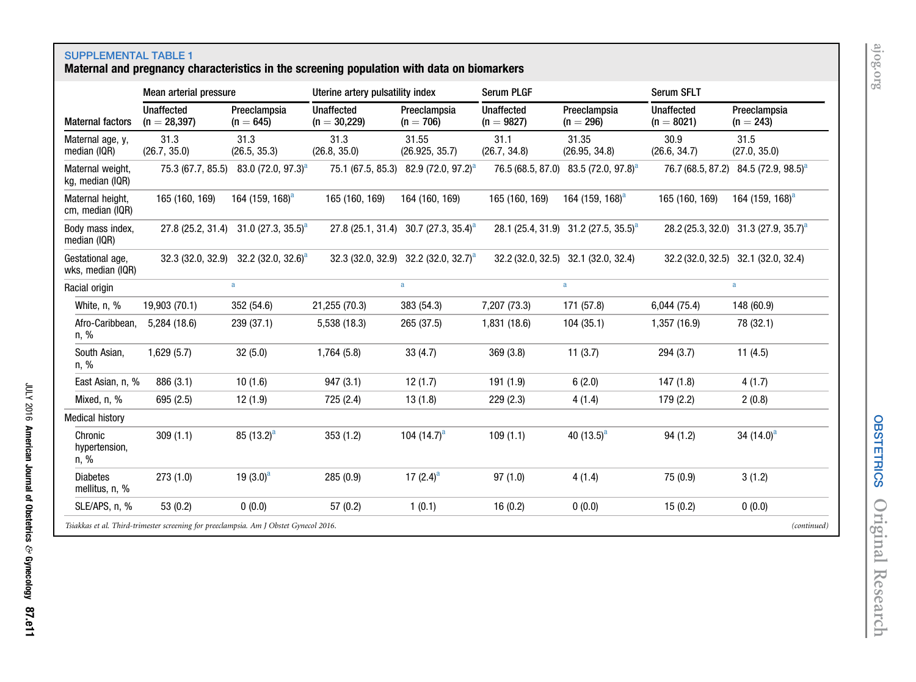**SUPPLEMENTAL TABLE 1**

**Maternal and pregnancy characteristics in the screening population with data on biomarkers**

| Maternal factors | Mean arterial pressure | | Uterine artery pulsatility index | | Serum PLGF | | Serum SFLT | |
|---|---|---|---|---|---|---|---|---|
| | Unaffected (n = 28,397) | Preeclampsia (n = 645) | Unaffected (n = 30,229) | Preeclampsia (n = 706) | Unaffected (n = 9827) | Preeclampsia (n = 296) | Unaffected (n = 8021) | Preeclampsia (n = 243) |
| Maternal age, y, median (IQR) | 31.3 (26.7, 35.0) | 31.3 (26.5, 35.3) | 31.3 (26.8, 35.0) | 31.55 (26.925, 35.7) | 31.1 (26.7, 34.8) | 31.35 (26.95, 34.8) | 30.9 (26.6, 34.7) | 31.5 (27.0, 35.0) |
| Maternal weight, kg, median (IQR) | 75.3 (67.7, 85.5) | 83.0 (72.0, 97.3)[a] | 75.1 (67.5, 85.3) | 82.9 (72.0, 97.2)[a] | 76.5 (68.5, 87.0) | 83.5 (72.0, 97.8)[a] | 76.7 (68.5, 87.2) | 84.5 (72.9, 98.5)[a] |
| Maternal height, cm, median (IQR) | 165 (160, 169) | 164 (159, 168)[a] | 165 (160, 169) | 164 (160, 169) | 165 (160, 169) | 164 (159, 168)[a] | 165 (160, 169) | 164 (159, 168)[a] |
| Body mass index, median (IQR) | 27.8 (25.2, 31.4) | 31.0 (27.3, 35.5)[a] | 27.8 (25.1, 31.4) | 30.7 (27.3, 35.4)[a] | 28.1 (25.4, 31.9) | 31.2 (27.5, 35.5)[a] | 28.2 (25.3, 32.0) | 31.3 (27.9, 35.7)[a] |
| Gestational age, wks, median (IQR) | 32.3 (32.0, 32.9) | 32.2 (32.0, 32.6)[a] | 32.3 (32.0, 32.9) | 32.2 (32.0, 32.7)[a] | 32.2 (32.0, 32.5) | 32.1 (32.0, 32.4) | 32.2 (32.0, 32.5) | 32.1 (32.0, 32.4) |
| Racial origin | | [a] | | [a] | | [a] | | [a] |
| White, n, % | 19,903 (70.1) | 352 (54.6) | 21,255 (70.3) | 383 (54.3) | 7,207 (73.3) | 171 (57.8) | 6,044 (75.4) | 148 (60.9) |
| Afro-Caribbean, n, % | 5,284 (18.6) | 239 (37.1) | 5,538 (18.3) | 265 (37.5) | 1,831 (18.6) | 104 (35.1) | 1,357 (16.9) | 78 (32.1) |
| South Asian, n, % | 1,629 (5.7) | 32 (5.0) | 1,764 (5.8) | 33 (4.7) | 369 (3.8) | 11 (3.7) | 294 (3.7) | 11 (4.5) |
| East Asian, n, % | 886 (3.1) | 10 (1.6) | 947 (3.1) | 12 (1.7) | 191 (1.9) | 6 (2.0) | 147 (1.8) | 4 (1.7) |
| Mixed, n, % | 695 (2.5) | 12 (1.9) | 725 (2.4) | 13 (1.8) | 229 (2.3) | 4 (1.4) | 179 (2.2) | 2 (0.8) |
| Medical history | | | | | | | | |
| Chronic hypertension, n, % | 309 (1.1) | 85 (13.2)[a] | 353 (1.2) | 104 (14.7)[a] | 109 (1.1) | 40 (13.5)[a] | 94 (1.2) | 34 (14.0)[a] |
| Diabetes mellitus, n, % | 273 (1.0) | 19 (3.0)[a] | 285 (0.9) | 17 (2.4)[a] | 97 (1.0) | 4 (1.4) | 75 (0.9) | 3 (1.2) |
| SLE/APS, n, % | 53 (0.2) | 0 (0.0) | 57 (0.2) | 1 (0.1) | 16 (0.2) | 0 (0.0) | 15 (0.2) | 0 (0.0) |

*Tsiakkas et al. Third-trimester screening for preeclampsia. Am J Obstet Gynecol 2016.*

*(continued)*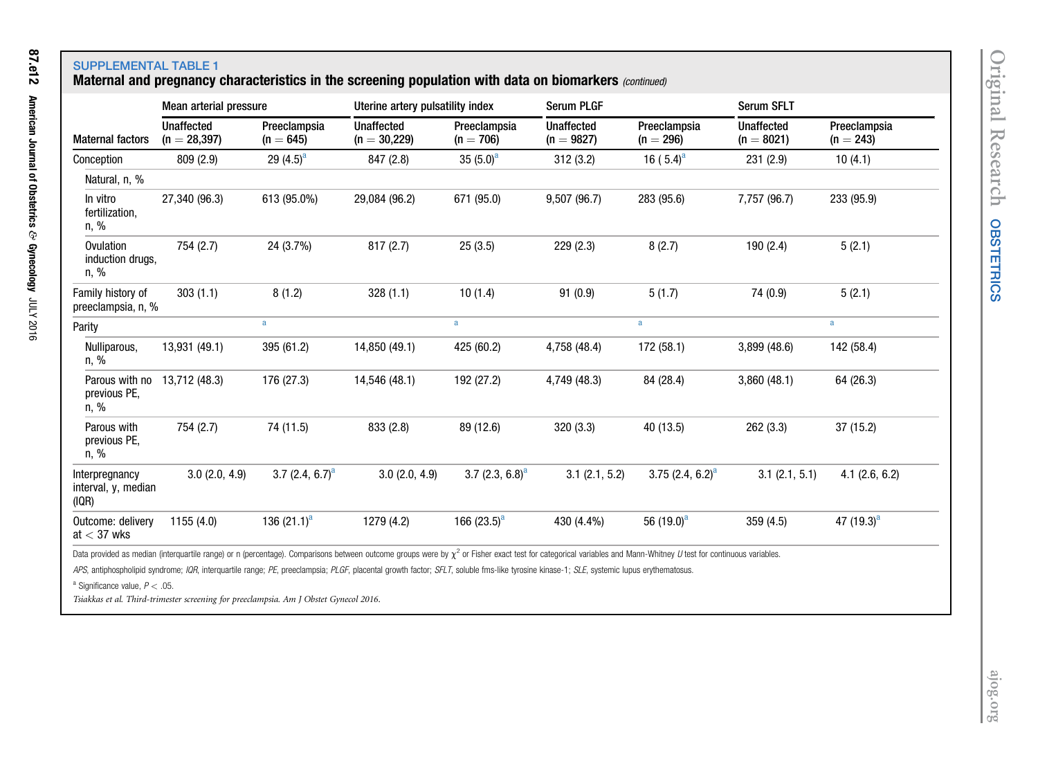**SUPPLEMENTAL TABLE 1**

**Maternal and pregnancy characteristics in the screening population with data on biomarkers** *(continued)*

| Maternal factors | Mean arterial pressure | | Uterine artery pulsatility index | | Serum PLGF | | Serum SFLT | |
|---|---|---|---|---|---|---|---|---|
| | Unaffected (n = 28,397) | Preeclampsia (n = 645) | Unaffected (n = 30,229) | Preeclampsia (n = 706) | Unaffected (n = 9827) | Preeclampsia (n = 296) | Unaffected (n = 8021) | Preeclampsia (n = 243) |
| Conception | 809 (2.9) | 29 (4.5)[a] | 847 (2.8) | 35 (5.0)[a] | 312 (3.2) | 16 ( 5.4)[a] | 231 (2.9) | 10 (4.1) |
| Natural, n, % | | | | | | | | |
| In vitro fertilization, n, % | 27,340 (96.3) | 613 (95.0%) | 29,084 (96.2) | 671 (95.0) | 9,507 (96.7) | 283 (95.6) | 7,757 (96.7) | 233 (95.9) |
| Ovulation induction drugs, n, % | 754 (2.7) | 24 (3.7%) | 817 (2.7) | 25 (3.5) | 229 (2.3) | 8 (2.7) | 190 (2.4) | 5 (2.1) |
| Family history of preeclampsia, n, % | 303 (1.1) | 8 (1.2) | 328 (1.1) | 10 (1.4) | 91 (0.9) | 5 (1.7) | 74 (0.9) | 5 (2.1) |
| Parity | | a | | a | | a | | a |
| Nulliparous, n, % | 13,931 (49.1) | 395 (61.2) | 14,850 (49.1) | 425 (60.2) | 4,758 (48.4) | 172 (58.1) | 3,899 (48.6) | 142 (58.4) |
| Parous with no previous PE, n, % | 13,712 (48.3) | 176 (27.3) | 14,546 (48.1) | 192 (27.2) | 4,749 (48.3) | 84 (28.4) | 3,860 (48.1) | 64 (26.3) |
| Parous with previous PE, n, % | 754 (2.7) | 74 (11.5) | 833 (2.8) | 89 (12.6) | 320 (3.3) | 40 (13.5) | 262 (3.3) | 37 (15.2) |
| Interpregnancy interval, y, median (IQR) | 3.0 (2.0, 4.9) | 3.7 (2.4, 6.7)[a] | 3.0 (2.0, 4.9) | 3.7 (2.3, 6.8)[a] | 3.1 (2.1, 5.2) | 3.75 (2.4, 6.2)[a] | 3.1 (2.1, 5.1) | 4.1 (2.6, 6.2) |
| Outcome: delivery at < 37 wks | 1155 (4.0) | 136 (21.1)[a] | 1279 (4.2) | 166 (23.5)[a] | 430 (4.4%) | 56 (19.0)[a] | 359 (4.5) | 47 (19.3)[a] |

Data provided as median (interquartile range) or n (percentage). Comparisons between outcome groups were by $\chi^2$ or Fisher exact test for categorical variables and Mann-Whitney *U* test for continuous variables.

*APS*, antiphospholipid syndrome; *IQR*, interquartile range; *PE*, preeclampsia; *PLGF*, placental growth factor; *SFLT*, soluble fms-like tyrosine kinase-1; *SLE*, systemic lupus erythematosus.

[a] Significance value, $P < .05$.

*Tsiakkas et al. Third-trimester screening for preeclampsia. Am J Obstet Gynecol 2016.*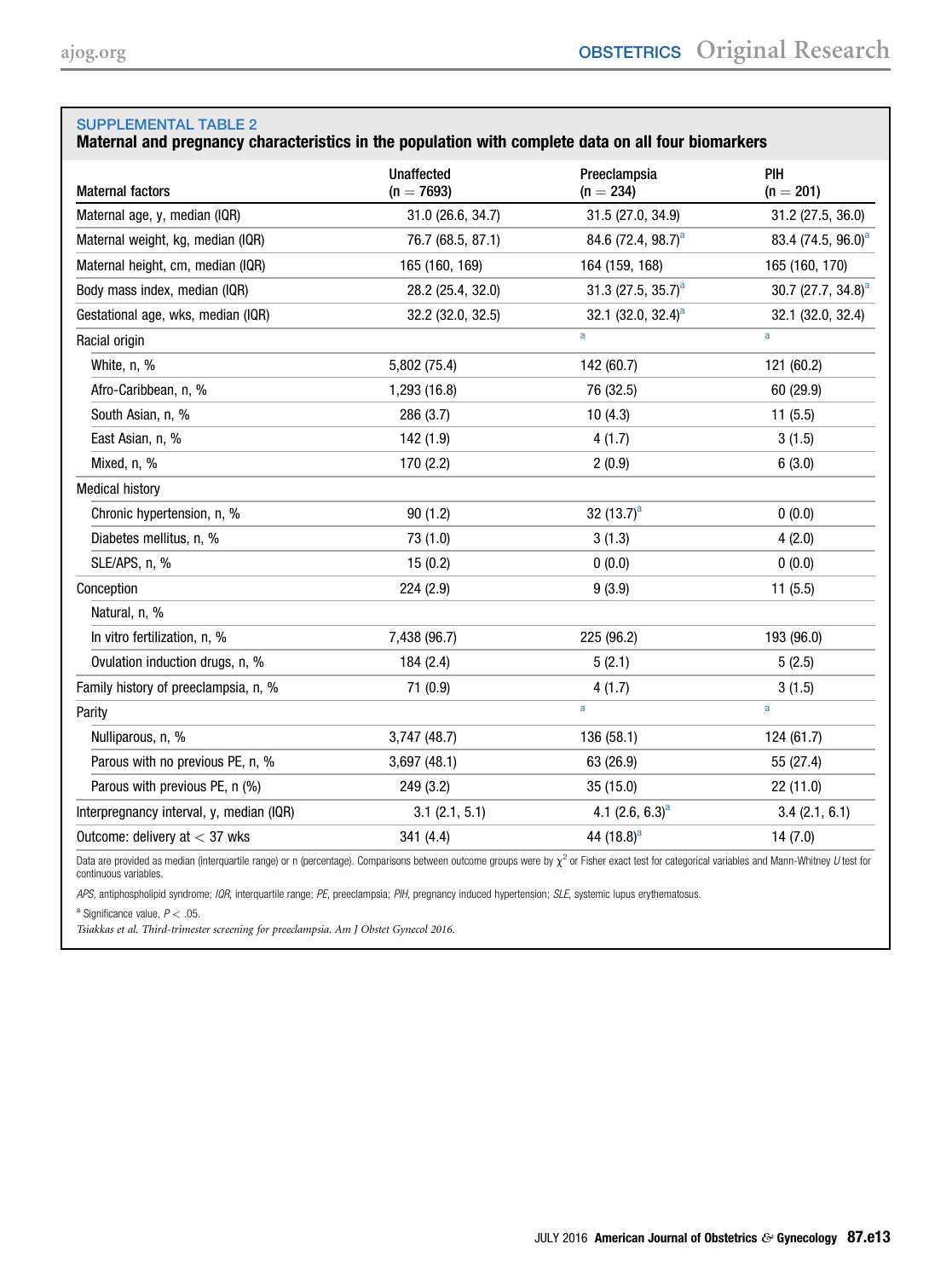SUPPLEMENTAL TABLE 2

**Maternal and pregnancy characteristics in the population with complete data on all four biomarkers**

| Maternal factors | Unaffected (n = 7693) | Preeclampsia (n = 234) | PIH (n = 201) |
| --- | --- | --- | --- |
| Maternal age, y, median (IQR) | 31.0 (26.6, 34.7) | 31.5 (27.0, 34.9) | 31.2 (27.5, 36.0) |
| Maternal weight, kg, median (IQR) | 76.7 (68.5, 87.1) | 84.6 (72.4, 98.7)[a] | 83.4 (74.5, 96.0)[a] |
| Maternal height, cm, median (IQR) | 165 (160, 169) | 164 (159, 168) | 165 (160, 170) |
| Body mass index, median (IQR) | 28.2 (25.4, 32.0) | 31.3 (27.5, 35.7)[a] | 30.7 (27.7, 34.8)[a] |
| Gestational age, wks, median (IQR) | 32.2 (32.0, 32.5) | 32.1 (32.0, 32.4)[a] | 32.1 (32.0, 32.4) |
| Racial origin | | [a] | [a] |
| White, n, % | 5,802 (75.4) | 142 (60.7) | 121 (60.2) |
| Afro-Caribbean, n, % | 1,293 (16.8) | 76 (32.5) | 60 (29.9) |
| South Asian, n, % | 286 (3.7) | 10 (4.3) | 11 (5.5) |
| East Asian, n, % | 142 (1.9) | 4 (1.7) | 3 (1.5) |
| Mixed, n, % | 170 (2.2) | 2 (0.9) | 6 (3.0) |
| Medical history | | | |
| Chronic hypertension, n, % | 90 (1.2) | 32 (13.7)[a] | 0 (0.0) |
| Diabetes mellitus, n, % | 73 (1.0) | 3 (1.3) | 4 (2.0) |
| SLE/APS, n, % | 15 (0.2) | 0 (0.0) | 0 (0.0) |
| Conception | 224 (2.9) | 9 (3.9) | 11 (5.5) |
| Natural, n, % | | | |
| In vitro fertilization, n, % | 7,438 (96.7) | 225 (96.2) | 193 (96.0) |
| Ovulation induction drugs, n, % | 184 (2.4) | 5 (2.1) | 5 (2.5) |
| Family history of preeclampsia, n, % | 71 (0.9) | 4 (1.7) | 3 (1.5) |
| Parity | | [a] | [a] |
| Nulliparous, n, % | 3,747 (48.7) | 136 (58.1) | 124 (61.7) |
| Parous with no previous PE, n, % | 3,697 (48.1) | 63 (26.9) | 55 (27.4) |
| Parous with previous PE, n (%) | 249 (3.2) | 35 (15.0) | 22 (11.0) |
| Interpregnancy interval, y, median (IQR) | 3.1 (2.1, 5.1) | 4.1 (2.6, 6.3)[a] | 3.4 (2.1, 6.1) |
| Outcome: delivery at < 37 wks | 341 (4.4) | 44 (18.8)[a] | 14 (7.0) |

Data are provided as median (interquartile range) or n (percentage). Comparisons between outcome groups were by $\chi^2$ or Fisher exact test for categorical variables and Mann-Whitney *U* test for continuous variables.

*APS*, antiphospholipid syndrome; *IQR*, interquartile range; *PE*, preeclampsia; *PIH*, pregnancy induced hypertension; *SLE*, systemic lupus erythematosus.

[a] Significance value, $P < .05$.

*Tsiakkas et al. Third-trimester screening for preeclampsia. Am J Obstet Gynecol 2016.*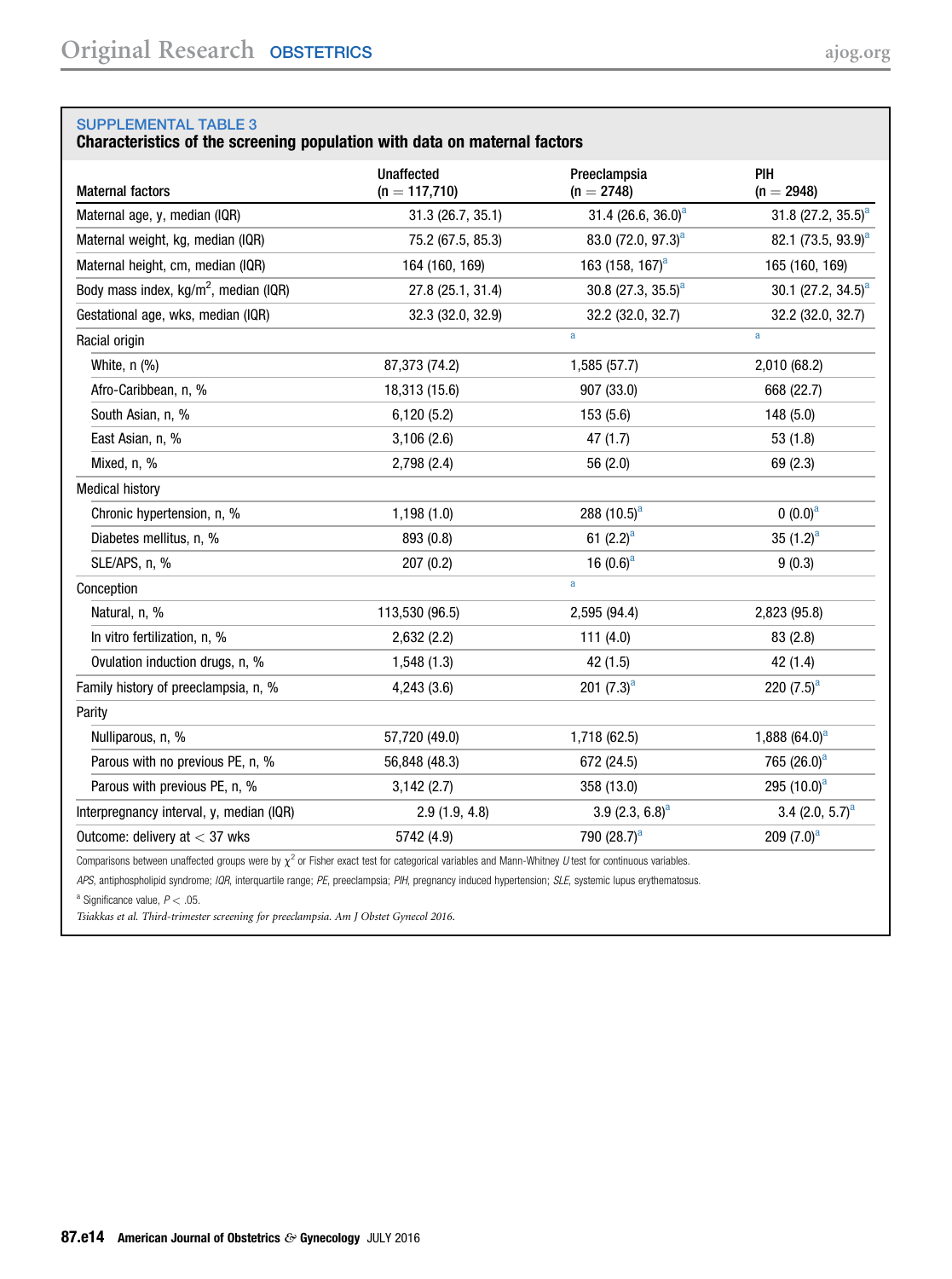SUPPLEMENTAL TABLE 3

**Characteristics of the screening population with data on maternal factors**

| Maternal factors | Unaffected (n = 117,710) | Preeclampsia (n = 2748) | PIH (n = 2948) |
|---|---|---|---|
| Maternal age, y, median (IQR) | 31.3 (26.7, 35.1) | 31.4 (26.6, 36.0)[a] | 31.8 (27.2, 35.5)[a] |
| Maternal weight, kg, median (IQR) | 75.2 (67.5, 85.3) | 83.0 (72.0, 97.3)[a] | 82.1 (73.5, 93.9)[a] |
| Maternal height, cm, median (IQR) | 164 (160, 169) | 163 (158, 167)[a] | 165 (160, 169) |
| Body mass index, kg/m$^2$, median (IQR) | 27.8 (25.1, 31.4) | 30.8 (27.3, 35.5)[a] | 30.1 (27.2, 34.5)[a] |
| Gestational age, wks, median (IQR) | 32.3 (32.0, 32.9) | 32.2 (32.0, 32.7) | 32.2 (32.0, 32.7) |
| Racial origin | | [a] | [a] |
| White, n (%) | 87,373 (74.2) | 1,585 (57.7) | 2,010 (68.2) |
| Afro-Caribbean, n, % | 18,313 (15.6) | 907 (33.0) | 668 (22.7) |
| South Asian, n, % | 6,120 (5.2) | 153 (5.6) | 148 (5.0) |
| East Asian, n, % | 3,106 (2.6) | 47 (1.7) | 53 (1.8) |
| Mixed, n, % | 2,798 (2.4) | 56 (2.0) | 69 (2.3) |
| Medical history | | | |
| Chronic hypertension, n, % | 1,198 (1.0) | 288 (10.5)[a] | 0 (0.0)[a] |
| Diabetes mellitus, n, % | 893 (0.8) | 61 (2.2)[a] | 35 (1.2)[a] |
| SLE/APS, n, % | 207 (0.2) | 16 (0.6)[a] | 9 (0.3) |
| Conception | | [a] | |
| Natural, n, % | 113,530 (96.5) | 2,595 (94.4) | 2,823 (95.8) |
| In vitro fertilization, n, % | 2,632 (2.2) | 111 (4.0) | 83 (2.8) |
| Ovulation induction drugs, n, % | 1,548 (1.3) | 42 (1.5) | 42 (1.4) |
| Family history of preeclampsia, n, % | 4,243 (3.6) | 201 (7.3)[a] | 220 (7.5)[a] |
| Parity | | | |
| Nulliparous, n, % | 57,720 (49.0) | 1,718 (62.5) | 1,888 (64.0)[a] |
| Parous with no previous PE, n, % | 56,848 (48.3) | 672 (24.5) | 765 (26.0)[a] |
| Parous with previous PE, n, % | 3,142 (2.7) | 358 (13.0) | 295 (10.0)[a] |
| Interpregnancy interval, y, median (IQR) | 2.9 (1.9, 4.8) | 3.9 (2.3, 6.8)[a] | 3.4 (2.0, 5.7)[a] |
| Outcome: delivery at < 37 wks | 5742 (4.9) | 790 (28.7)[a] | 209 (7.0)[a] |

Comparisons between unaffected groups were by $\chi^2$ or Fisher exact test for categorical variables and Mann-Whitney *U* test for continuous variables.

*APS*, antiphospholipid syndrome; *IQR*, interquartile range; *PE*, preeclampsia; *PIH*, pregnancy induced hypertension; *SLE*, systemic lupus erythematosus.

[a] Significance value, $P < .05$.

*Tsiakkas et al. Third-trimester screening for preeclampsia. Am J Obstet Gynecol 2016.*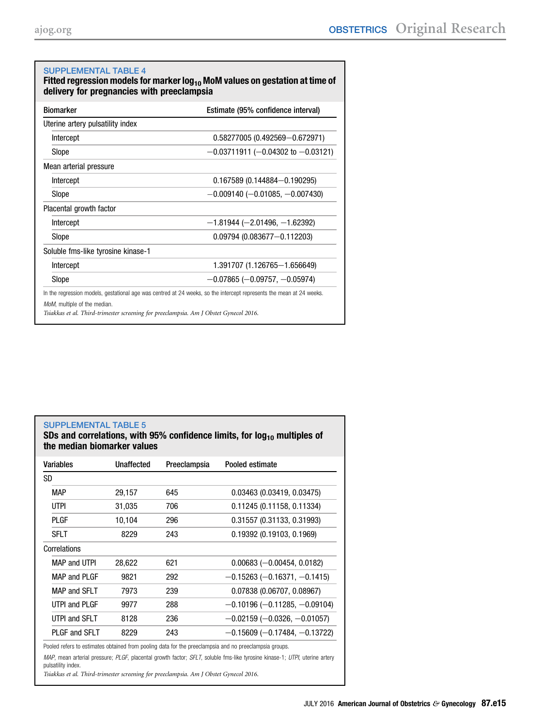**SUPPLEMENTAL TABLE 4**

**Fitted regression models for marker $\log_{10}$ MoM values on gestation at time of delivery for pregnancies with preeclampsia**

| Biomarker | Estimate (95% confidence interval) |
|---|---|
| Uterine artery pulsatility index | |
| Intercept | 0.58277005 (0.492569–0.672971) |
| Slope | −0.03711911 (−0.04302 to −0.03121) |
| Mean arterial pressure | |
| Intercept | 0.167589 (0.144884–0.190295) |
| Slope | −0.009140 (−0.01085, −0.007430) |
| Placental growth factor | |
| Intercept | −1.81944 (−2.01496, −1.62392) |
| Slope | 0.09794 (0.083677–0.112203) |
| Soluble fms-like tyrosine kinase-1 | |
| Intercept | 1.391707 (1.126765–1.656649) |
| Slope | −0.07865 (−0.09757, −0.05974) |

In the regression models, gestational age was centred at 24 weeks, so the intercept represents the mean at 24 weeks.

*MoM*, multiple of the median.

*Tsiakkas et al. Third-trimester screening for preeclampsia. Am J Obstet Gynecol 2016.*

**SUPPLEMENTAL TABLE 5**

**SDs and correlations, with 95% confidence limits, for $\log_{10}$ multiples of the median biomarker values**

| Variables | Unaffected | Preeclampsia | Pooled estimate |
|---|---|---|---|
| SD | | | |
| MAP | 29,157 | 645 | 0.03463 (0.03419, 0.03475) |
| UTPI | 31,035 | 706 | 0.11245 (0.11158, 0.11334) |
| PLGF | 10,104 | 296 | 0.31557 (0.31133, 0.31993) |
| SFLT | 8229 | 243 | 0.19392 (0.19103, 0.1969) |
| Correlations | | | |
| MAP and UTPI | 28,622 | 621 | 0.00683 (−0.00454, 0.0182) |
| MAP and PLGF | 9821 | 292 | −0.15263 (−0.16371, −0.1415) |
| MAP and SFLT | 7973 | 239 | 0.07838 (0.06707, 0.08967) |
| UTPI and PLGF | 9977 | 288 | −0.10196 (−0.11285, −0.09104) |
| UTPI and SFLT | 8128 | 236 | −0.02159 (−0.0326, −0.01057) |
| PLGF and SFLT | 8229 | 243 | −0.15609 (−0.17484, −0.13722) |

Pooled refers to estimates obtained from pooling data for the preeclampsia and no preeclampsia groups.

*MAP*, mean arterial pressure; *PLGF*, placental growth factor; *SFLT*, soluble fms-like tyrosine kinase-1; *UTPI*, uterine artery pulsatility index.

*Tsiakkas et al. Third-trimester screening for preeclampsia. Am J Obstet Gynecol 2016.*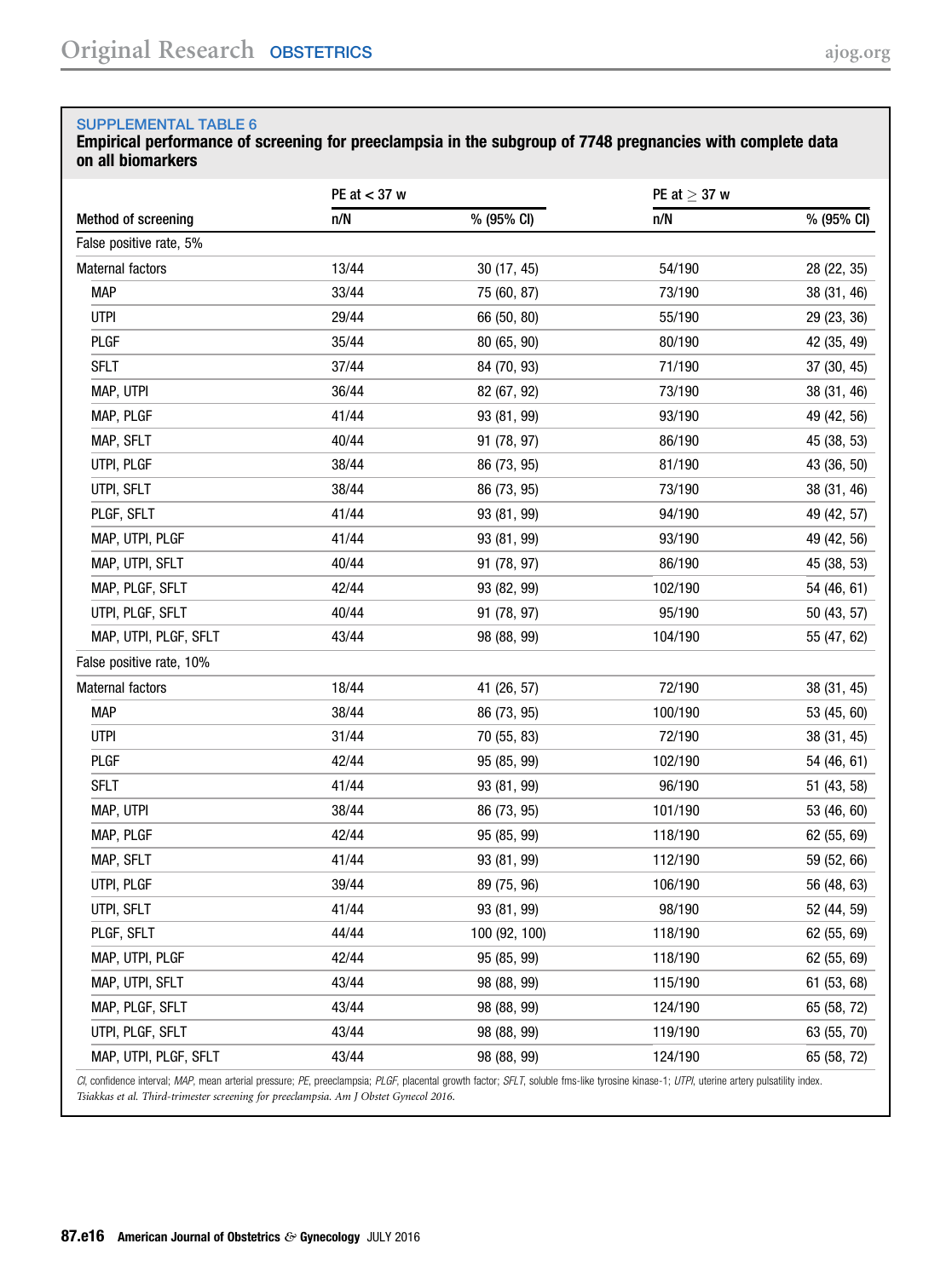**SUPPLEMENTAL TABLE 6**

**Empirical performance of screening for preeclampsia in the subgroup of 7748 pregnancies with complete data on all biomarkers**

| Method of screening | PE at < 37 w | | PE at ≥ 37 w | |
|---|---|---|---|---|
| | n/N | % (95% CI) | n/N | % (95% CI) |
| False positive rate, 5% | | | | |
| Maternal factors | 13/44 | 30 (17, 45) | 54/190 | 28 (22, 35) |
| MAP | 33/44 | 75 (60, 87) | 73/190 | 38 (31, 46) |
| UTPI | 29/44 | 66 (50, 80) | 55/190 | 29 (23, 36) |
| PLGF | 35/44 | 80 (65, 90) | 80/190 | 42 (35, 49) |
| SFLT | 37/44 | 84 (70, 93) | 71/190 | 37 (30, 45) |
| MAP, UTPI | 36/44 | 82 (67, 92) | 73/190 | 38 (31, 46) |
| MAP, PLGF | 41/44 | 93 (81, 99) | 93/190 | 49 (42, 56) |
| MAP, SFLT | 40/44 | 91 (78, 97) | 86/190 | 45 (38, 53) |
| UTPI, PLGF | 38/44 | 86 (73, 95) | 81/190 | 43 (36, 50) |
| UTPI, SFLT | 38/44 | 86 (73, 95) | 73/190 | 38 (31, 46) |
| PLGF, SFLT | 41/44 | 93 (81, 99) | 94/190 | 49 (42, 57) |
| MAP, UTPI, PLGF | 41/44 | 93 (81, 99) | 93/190 | 49 (42, 56) |
| MAP, UTPI, SFLT | 40/44 | 91 (78, 97) | 86/190 | 45 (38, 53) |
| MAP, PLGF, SFLT | 42/44 | 93 (82, 99) | 102/190 | 54 (46, 61) |
| UTPI, PLGF, SFLT | 40/44 | 91 (78, 97) | 95/190 | 50 (43, 57) |
| MAP, UTPI, PLGF, SFLT | 43/44 | 98 (88, 99) | 104/190 | 55 (47, 62) |
| False positive rate, 10% | | | | |
| Maternal factors | 18/44 | 41 (26, 57) | 72/190 | 38 (31, 45) |
| MAP | 38/44 | 86 (73, 95) | 100/190 | 53 (45, 60) |
| UTPI | 31/44 | 70 (55, 83) | 72/190 | 38 (31, 45) |
| PLGF | 42/44 | 95 (85, 99) | 102/190 | 54 (46, 61) |
| SFLT | 41/44 | 93 (81, 99) | 96/190 | 51 (43, 58) |
| MAP, UTPI | 38/44 | 86 (73, 95) | 101/190 | 53 (46, 60) |
| MAP, PLGF | 42/44 | 95 (85, 99) | 118/190 | 62 (55, 69) |
| MAP, SFLT | 41/44 | 93 (81, 99) | 112/190 | 59 (52, 66) |
| UTPI, PLGF | 39/44 | 89 (75, 96) | 106/190 | 56 (48, 63) |
| UTPI, SFLT | 41/44 | 93 (81, 99) | 98/190 | 52 (44, 59) |
| PLGF, SFLT | 44/44 | 100 (92, 100) | 118/190 | 62 (55, 69) |
| MAP, UTPI, PLGF | 42/44 | 95 (85, 99) | 118/190 | 62 (55, 69) |
| MAP, UTPI, SFLT | 43/44 | 98 (88, 99) | 115/190 | 61 (53, 68) |
| MAP, PLGF, SFLT | 43/44 | 98 (88, 99) | 124/190 | 65 (58, 72) |
| UTPI, PLGF, SFLT | 43/44 | 98 (88, 99) | 119/190 | 63 (55, 70) |
| MAP, UTPI, PLGF, SFLT | 43/44 | 98 (88, 99) | 124/190 | 65 (58, 72) |

*CI*, confidence interval; *MAP*, mean arterial pressure; *PE*, preeclampsia; *PLGF*, placental growth factor; *SFLT*, soluble fms-like tyrosine kinase-1; *UTPI*, uterine artery pulsatility index.

*Tsiakkas et al. Third-trimester screening for preeclampsia. Am J Obstet Gynecol 2016.*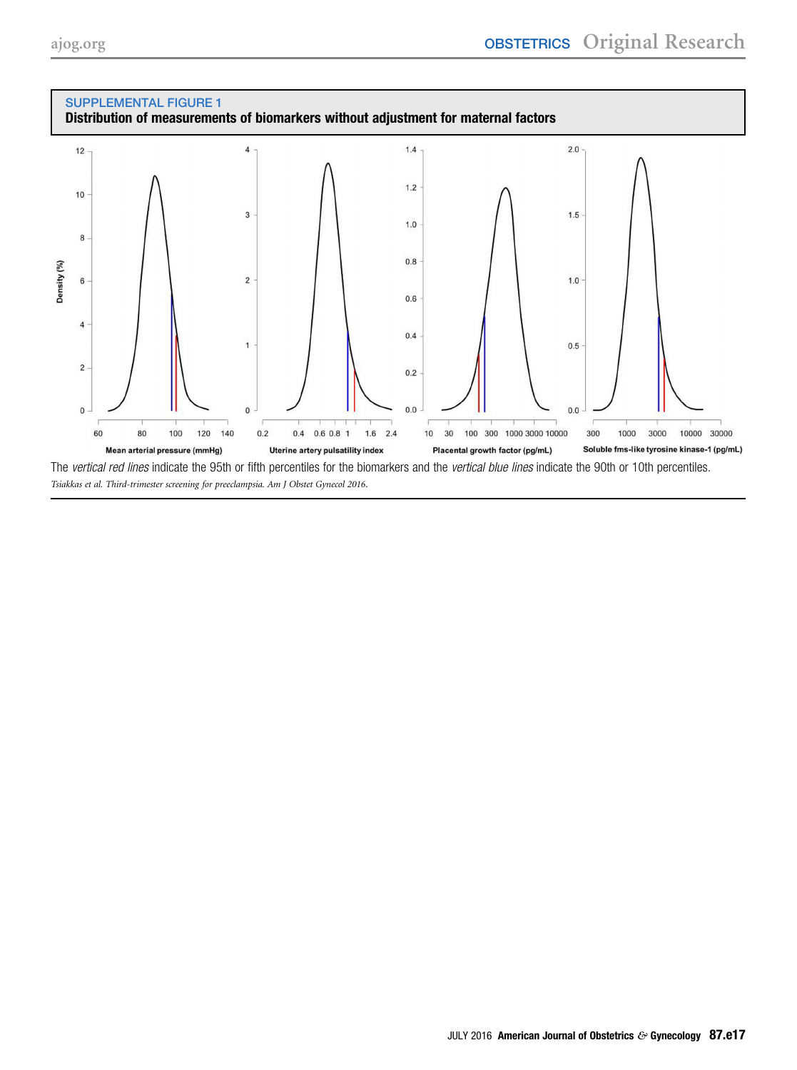SUPPLEMENTAL FIGURE 1

**Distribution of measurements of biomarkers without adjustment for maternal factors**

Density (%)

12
10
8
6
4
2
0

60 80 100 120 140

Mean arterial pressure (mmHg)

4
3
2
1
0

0.2 0.4 0.6 0.8 1 1.6 2.4

Uterine artery pulsatility index

1.4
1.2
1.0
0.8
0.6
0.4
0.2
0.0

10 30 100 300 1000 3000 10000

Placental growth factor (pg/mL)

2.0
1.5
1.0
0.5
0.0

300 1000 3000 10000 30000

Soluble fms-like tyrosine kinase-1 (pg/mL)

The *vertical red lines* indicate the 95th or fifth percentiles for the biomarkers and the *vertical blue lines* indicate the 90th or 10th percentiles.

*Tsiakkas et al. Third-trimester screening for preeclampsia. Am J Obstet Gynecol 2016.*